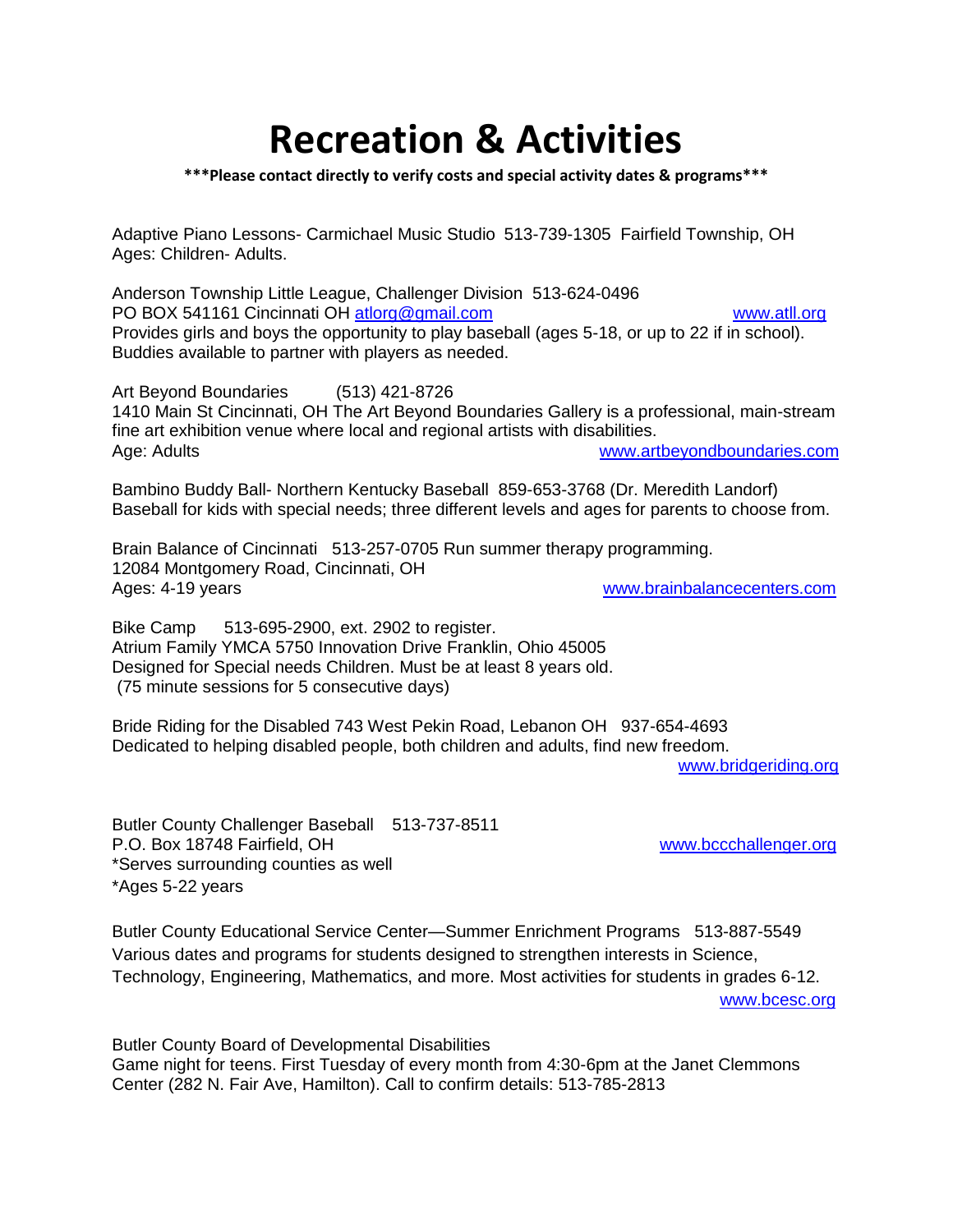# Recreation & Activities

**\*\*\*Please contact directly to verify costs and special activity dates & programs\*\*\***

Adaptive Piano Lessons- Carmichael Music Studio 513-739-1305 Fairfield Township, OH
Ages: Children- Adults.

Anderson Township Little League, Challenger Division 513-624-0496
PO BOX 541161 Cincinnati OH atlorg@gmail.com www.atll.org
Provides girls and boys the opportunity to play baseball (ages 5-18, or up to 22 if in school).
Buddies available to partner with players as needed.

Art Beyond Boundaries (513) 421-8726
1410 Main St Cincinnati, OH The Art Beyond Boundaries Gallery is a professional, main-stream fine art exhibition venue where local and regional artists with disabilities.
Age: Adults www.artbeyondboundaries.com

Bambino Buddy Ball- Northern Kentucky Baseball 859-653-3768 (Dr. Meredith Landorf)
Baseball for kids with special needs; three different levels and ages for parents to choose from.

Brain Balance of Cincinnati 513-257-0705 Run summer therapy programming.
12084 Montgomery Road, Cincinnati, OH
Ages: 4-19 years www.brainbalancecenters.com

Bike Camp 513-695-2900, ext. 2902 to register.
Atrium Family YMCA 5750 Innovation Drive Franklin, Ohio 45005
Designed for Special needs Children. Must be at least 8 years old.
(75 minute sessions for 5 consecutive days)

Bride Riding for the Disabled 743 West Pekin Road, Lebanon OH 937-654-4693
Dedicated to helping disabled people, both children and adults, find new freedom.
www.bridgeriding.org

Butler County Challenger Baseball 513-737-8511
P.O. Box 18748 Fairfield, OH www.bccchallenger.org
*Serves surrounding counties as well
*Ages 5-22 years

Butler County Educational Service Center—Summer Enrichment Programs 513-887-5549
Various dates and programs for students designed to strengthen interests in Science, Technology, Engineering, Mathematics, and more. Most activities for students in grades 6-12.
www.bcesc.org

Butler County Board of Developmental Disabilities
Game night for teens. First Tuesday of every month from 4:30-6pm at the Janet Clemmons Center (282 N. Fair Ave, Hamilton). Call to confirm details: 513-785-2813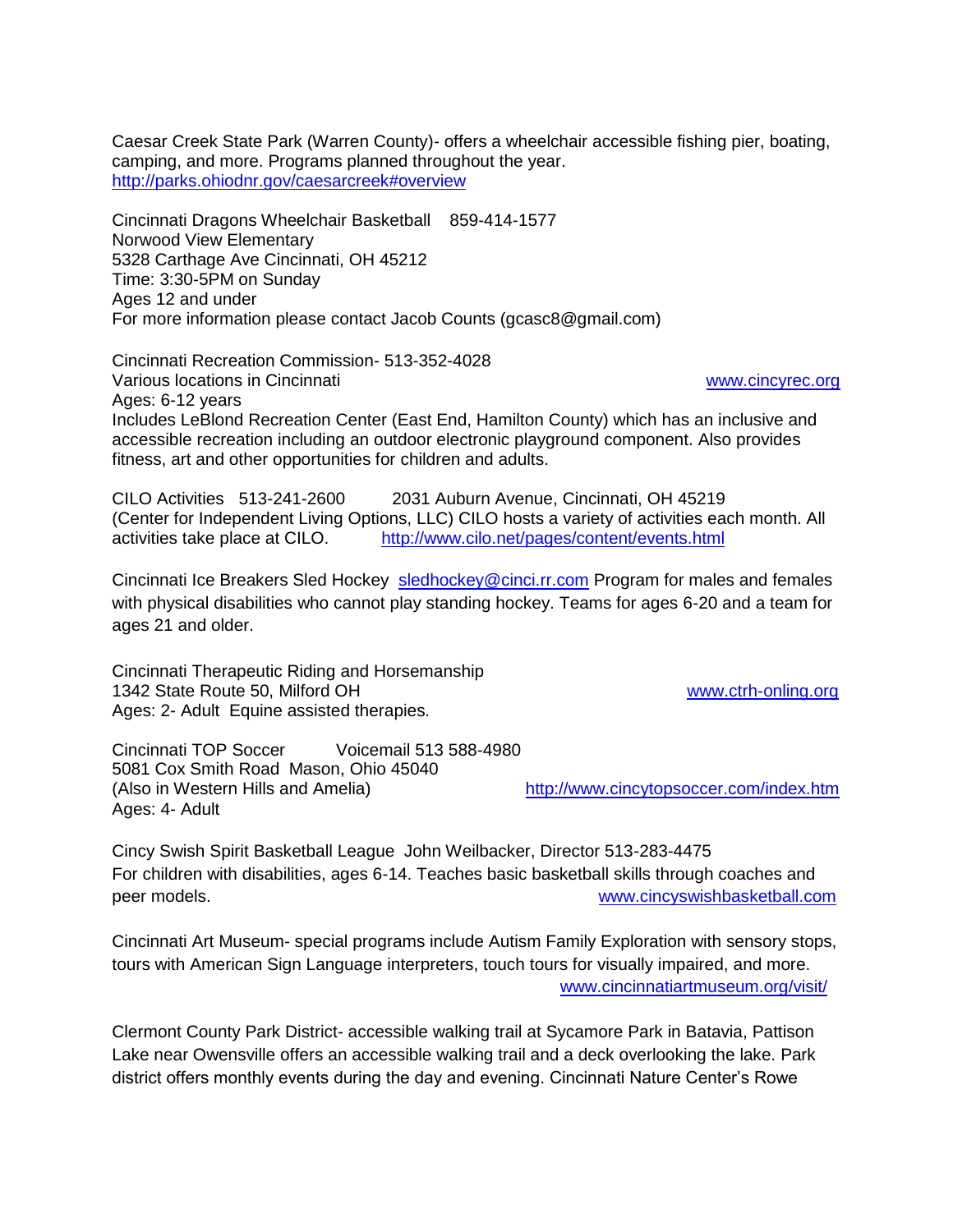Caesar Creek State Park (Warren County)- offers a wheelchair accessible fishing pier, boating, camping, and more. Programs planned throughout the year.
http://parks.ohiodnr.gov/caesarcreek#overview

Cincinnati Dragons Wheelchair Basketball 859-414-1577
Norwood View Elementary
5328 Carthage Ave Cincinnati, OH 45212
Time: 3:30-5PM on Sunday
Ages 12 and under
For more information please contact Jacob Counts (gcasc8@gmail.com)

Cincinnati Recreation Commission- 513-352-4028
Various locations in Cincinnati www.cincyrec.org
Ages: 6-12 years
Includes LeBlond Recreation Center (East End, Hamilton County) which has an inclusive and accessible recreation including an outdoor electronic playground component. Also provides fitness, art and other opportunities for children and adults.

CILO Activities 513-241-2600 2031 Auburn Avenue, Cincinnati, OH 45219
(Center for Independent Living Options, LLC) CILO hosts a variety of activities each month. All activities take place at CILO. http://www.cilo.net/pages/content/events.html

Cincinnati Ice Breakers Sled Hockey sledhockey@cinci.rr.com Program for males and females with physical disabilities who cannot play standing hockey. Teams for ages 6-20 and a team for ages 21 and older.

Cincinnati Therapeutic Riding and Horsemanship
1342 State Route 50, Milford OH www.ctrh-onling.org
Ages: 2- Adult Equine assisted therapies.

Cincinnati TOP Soccer Voicemail 513 588-4980
5081 Cox Smith Road Mason, Ohio 45040
(Also in Western Hills and Amelia) http://www.cincytopsoccer.com/index.htm
Ages: 4- Adult

Cincy Swish Spirit Basketball League John Weilbacker, Director 513-283-4475
For children with disabilities, ages 6-14. Teaches basic basketball skills through coaches and peer models. www.cincyswishbasketball.com

Cincinnati Art Museum- special programs include Autism Family Exploration with sensory stops, tours with American Sign Language interpreters, touch tours for visually impaired, and more.
www.cincinnatiartmuseum.org/visit/

Clermont County Park District- accessible walking trail at Sycamore Park in Batavia, Pattison Lake near Owensville offers an accessible walking trail and a deck overlooking the lake. Park district offers monthly events during the day and evening. Cincinnati Nature Center's Rowe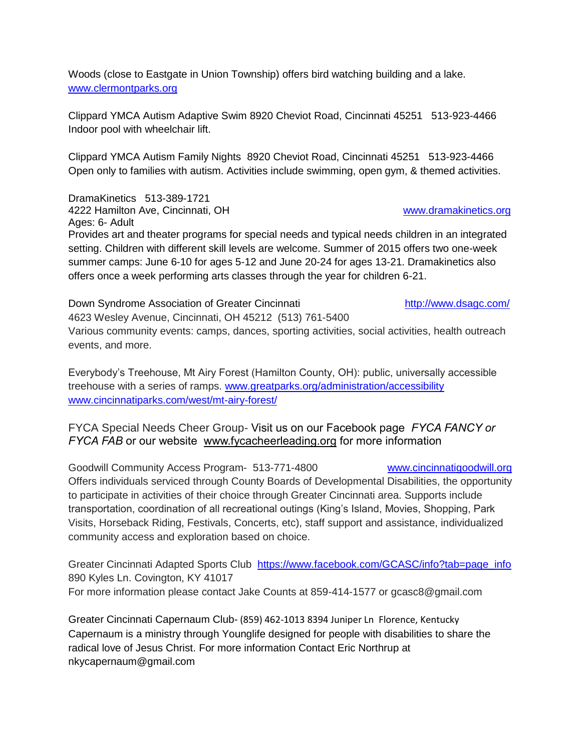Woods (close to Eastgate in Union Township) offers bird watching building and a lake. www.clermontparks.org

Clippard YMCA Autism Adaptive Swim 8920 Cheviot Road, Cincinnati 45251   513-923-4466
Indoor pool with wheelchair lift.

Clippard YMCA Autism Family Nights  8920 Cheviot Road, Cincinnati 45251   513-923-4466
Open only to families with autism. Activities include swimming, open gym, & themed activities.

DramaKinetics   513-389-1721
4222 Hamilton Ave, Cincinnati, OH   www.dramakinetics.org
Ages: 6- Adult
Provides art and theater programs for special needs and typical needs children in an integrated setting. Children with different skill levels are welcome. Summer of 2015 offers two one-week summer camps: June 6-10 for ages 5-12 and June 20-24 for ages 13-21. Dramakinetics also offers once a week performing arts classes through the year for children 6-21.

Down Syndrome Association of Greater Cincinnati   http://www.dsagc.com/
4623 Wesley Avenue, Cincinnati, OH 45212  (513) 761-5400
Various community events: camps, dances, sporting activities, social activities, health outreach events, and more.

Everybody's Treehouse, Mt Airy Forest (Hamilton County, OH): public, universally accessible treehouse with a series of ramps. www.greatparks.org/administration/accessibility
www.cincinnatiparks.com/west/mt-airy-forest/

FYCA Special Needs Cheer Group- Visit us on our Facebook page *FYCA FANCY or FYCA FAB* or our website www.fycacheerleading.org for more information

Goodwill Community Access Program-  513-771-4800   www.cincinnatigoodwill.org
Offers individuals serviced through County Boards of Developmental Disabilities, the opportunity to participate in activities of their choice through Greater Cincinnati area. Supports include transportation, coordination of all recreational outings (King's Island, Movies, Shopping, Park Visits, Horseback Riding, Festivals, Concerts, etc), staff support and assistance, individualized community access and exploration based on choice.

Greater Cincinnati Adapted Sports Club  https://www.facebook.com/GCASC/info?tab=page_info
890 Kyles Ln. Covington, KY 41017
For more information please contact Jake Counts at 859-414-1577 or gcasc8@gmail.com

Greater Cincinnati Capernaum Club- (859) 462-1013 8394 Juniper Ln  Florence, Kentucky
Capernaum is a ministry through Younglife designed for people with disabilities to share the radical love of Jesus Christ. For more information Contact Eric Northrup at nkycapernaum@gmail.com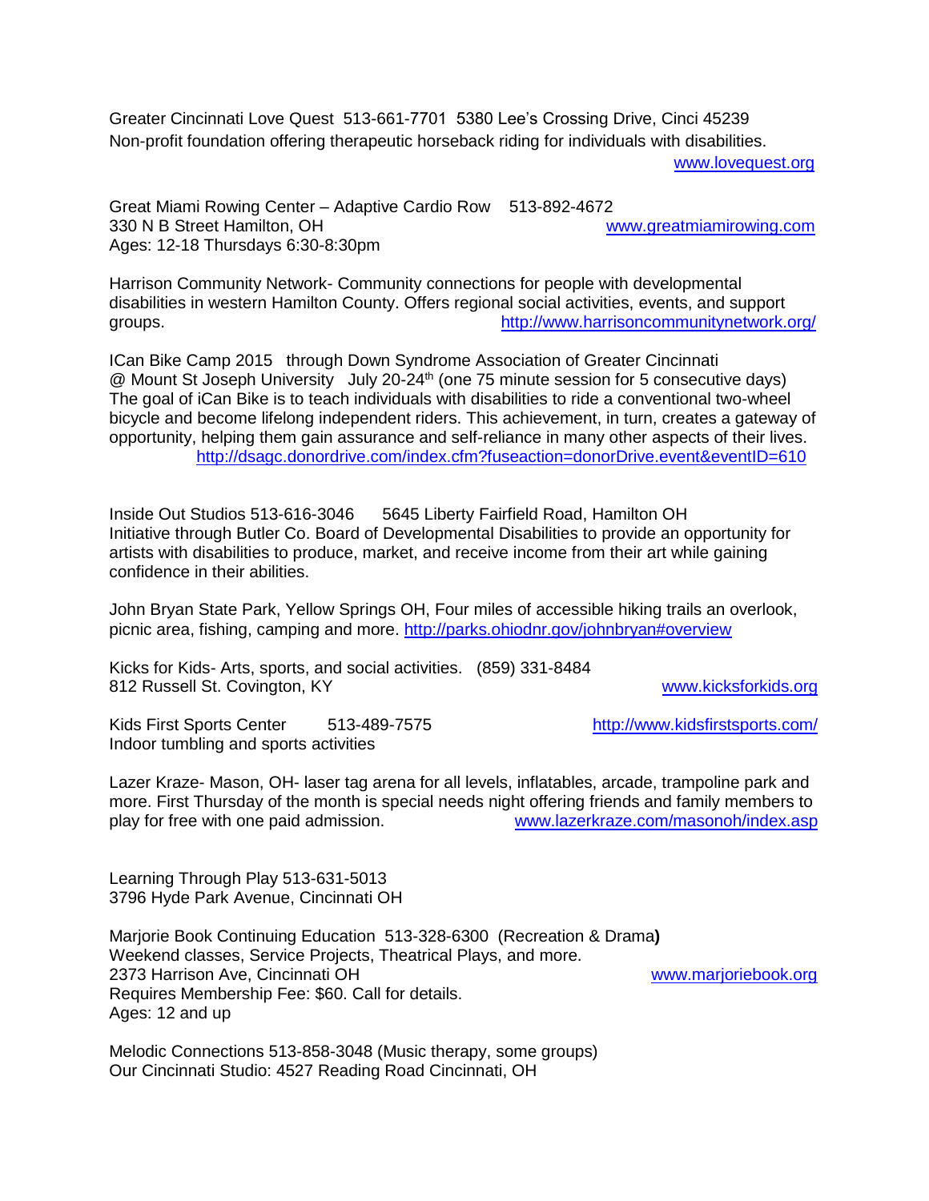Greater Cincinnati Love Quest 513-661-7701 5380 Lee's Crossing Drive, Cinci 45239
Non-profit foundation offering therapeutic horseback riding for individuals with disabilities.
www.lovequest.org

Great Miami Rowing Center – Adaptive Cardio Row 513-892-4672
330 N B Street Hamilton, OH www.greatmiamirowing.com
Ages: 12-18 Thursdays 6:30-8:30pm

Harrison Community Network- Community connections for people with developmental disabilities in western Hamilton County. Offers regional social activities, events, and support groups. http://www.harrisoncommunitynetwork.org/

ICan Bike Camp 2015 through Down Syndrome Association of Greater Cincinnati
@ Mount St Joseph University July 20-24th (one 75 minute session for 5 consecutive days)
The goal of iCan Bike is to teach individuals with disabilities to ride a conventional two-wheel bicycle and become lifelong independent riders. This achievement, in turn, creates a gateway of opportunity, helping them gain assurance and self-reliance in many other aspects of their lives.
http://dsagc.donordrive.com/index.cfm?fuseaction=donorDrive.event&eventID=610

Inside Out Studios 513-616-3046 5645 Liberty Fairfield Road, Hamilton OH
Initiative through Butler Co. Board of Developmental Disabilities to provide an opportunity for artists with disabilities to produce, market, and receive income from their art while gaining confidence in their abilities.

John Bryan State Park, Yellow Springs OH, Four miles of accessible hiking trails an overlook, picnic area, fishing, camping and more. http://parks.ohiodnr.gov/johnbryan#overview

Kicks for Kids- Arts, sports, and social activities. (859) 331-8484
812 Russell St. Covington, KY www.kicksforkids.org

Kids First Sports Center 513-489-7575 http://www.kidsfirstsports.com/
Indoor tumbling and sports activities

Lazer Kraze- Mason, OH- laser tag arena for all levels, inflatables, arcade, trampoline park and more. First Thursday of the month is special needs night offering friends and family members to play for free with one paid admission. www.lazerkraze.com/masonoh/index.asp

Learning Through Play 513-631-5013
3796 Hyde Park Avenue, Cincinnati OH

Marjorie Book Continuing Education 513-328-6300 (Recreation & Drama**)**
Weekend classes, Service Projects, Theatrical Plays, and more.
2373 Harrison Ave, Cincinnati OH www.marjoriebook.org
Requires Membership Fee: $60. Call for details.
Ages: 12 and up

Melodic Connections 513-858-3048 (Music therapy, some groups)
Our Cincinnati Studio: 4527 Reading Road Cincinnati, OH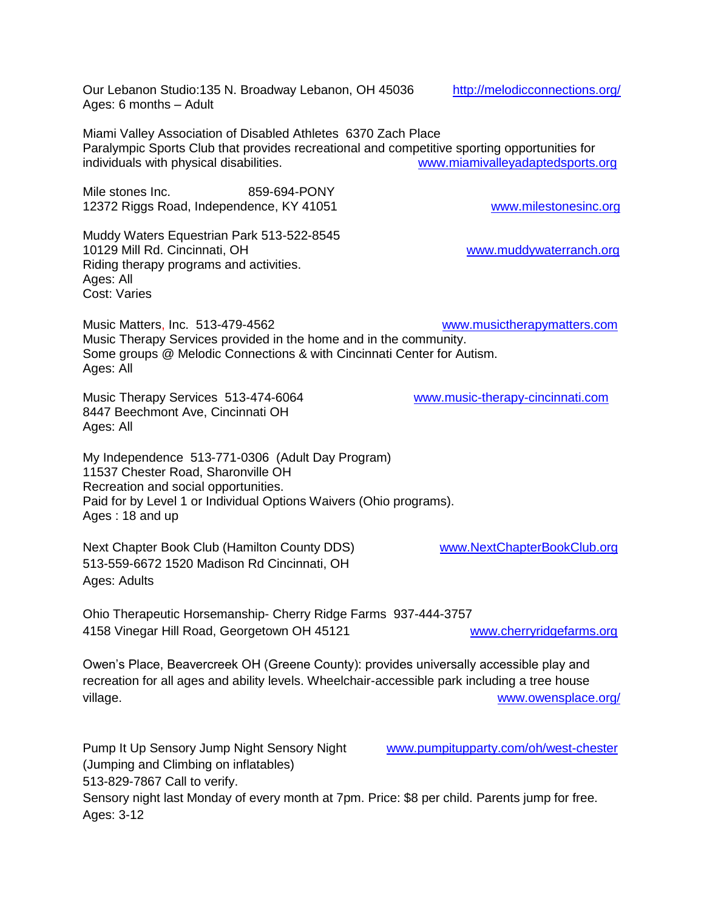Our Lebanon Studio:135 N. Broadway Lebanon, OH 45036 http://melodicconnections.org/
Ages: 6 months – Adult

Miami Valley Association of Disabled Athletes 6370 Zach Place
Paralympic Sports Club that provides recreational and competitive sporting opportunities for individuals with physical disabilities. www.miamivalleyadaptedsports.org

Mile stones Inc. 859-694-PONY
12372 Riggs Road, Independence, KY 41051 www.milestonesinc.org

Muddy Waters Equestrian Park 513-522-8545
10129 Mill Rd. Cincinnati, OH www.muddywaterranch.org
Riding therapy programs and activities.
Ages: All
Cost: Varies

Music Matters, Inc. 513-479-4562 www.musictherapymatters.com
Music Therapy Services provided in the home and in the community.
Some groups @ Melodic Connections & with Cincinnati Center for Autism.
Ages: All

Music Therapy Services 513-474-6064 www.music-therapy-cincinnati.com
8447 Beechmont Ave, Cincinnati OH
Ages: All

My Independence 513-771-0306 (Adult Day Program)
11537 Chester Road, Sharonville OH
Recreation and social opportunities.
Paid for by Level 1 or Individual Options Waivers (Ohio programs).
Ages : 18 and up

Next Chapter Book Club (Hamilton County DDS) www.NextChapterBookClub.org
513-559-6672 1520 Madison Rd Cincinnati, OH
Ages: Adults

Ohio Therapeutic Horsemanship- Cherry Ridge Farms 937-444-3757
4158 Vinegar Hill Road, Georgetown OH 45121 www.cherryridgefarms.org

Owen's Place, Beavercreek OH (Greene County): provides universally accessible play and recreation for all ages and ability levels. Wheelchair-accessible park including a tree house village. www.owensplace.org/

Pump It Up Sensory Jump Night Sensory Night www.pumpitupparty.com/oh/west-chester
(Jumping and Climbing on inflatables)
513-829-7867 Call to verify.
Sensory night last Monday of every month at 7pm. Price: $8 per child. Parents jump for free.
Ages: 3-12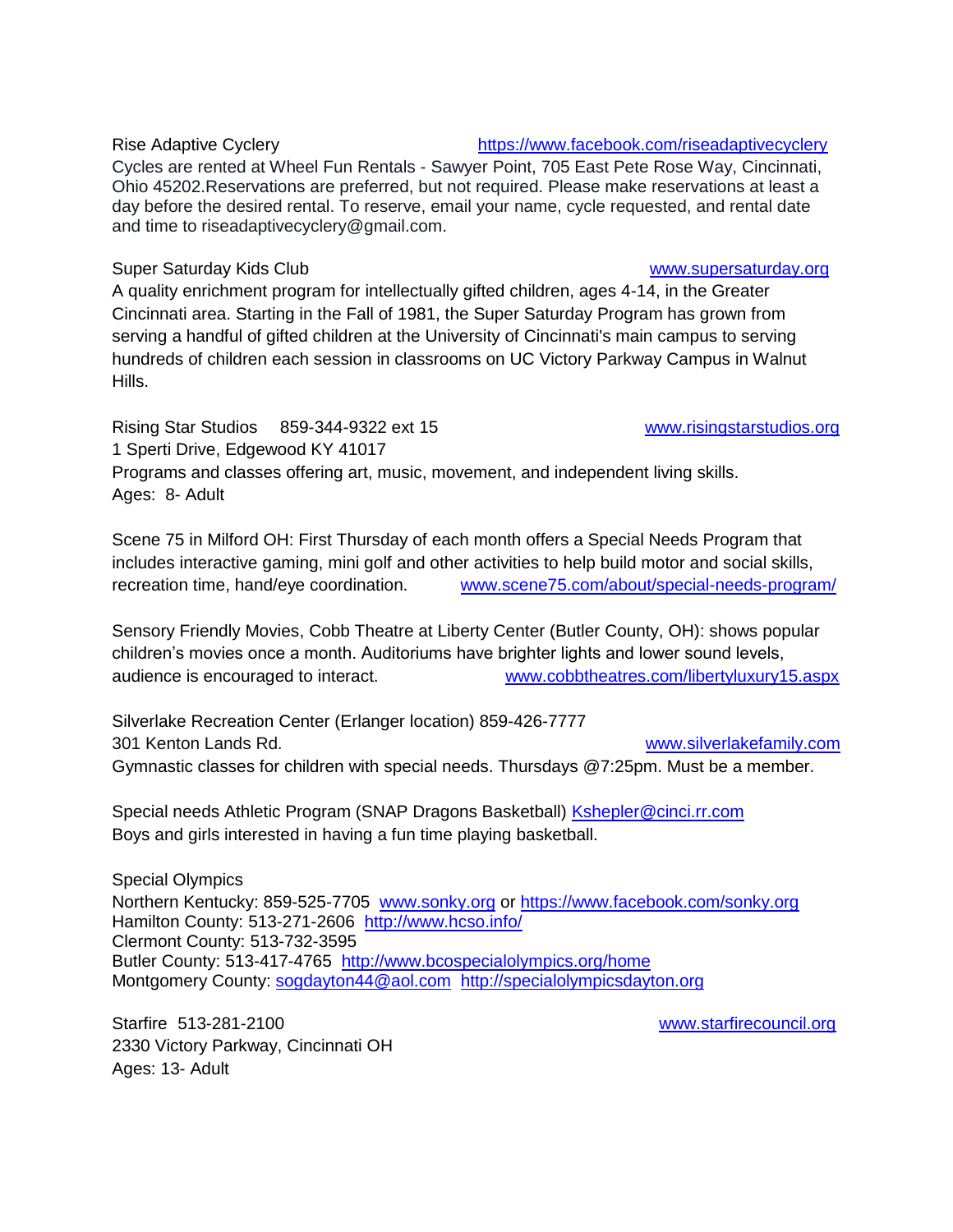Rise Adaptive Cyclery https://www.facebook.com/riseadaptivecyclery
Cycles are rented at Wheel Fun Rentals - Sawyer Point, 705 East Pete Rose Way, Cincinnati, Ohio 45202.Reservations are preferred, but not required. Please make reservations at least a day before the desired rental. To reserve, email your name, cycle requested, and rental date and time to riseadaptivecyclery@gmail.com.

Super Saturday Kids Club www.supersaturday.org
A quality enrichment program for intellectually gifted children, ages 4-14, in the Greater Cincinnati area. Starting in the Fall of 1981, the Super Saturday Program has grown from serving a handful of gifted children at the University of Cincinnati's main campus to serving hundreds of children each session in classrooms on UC Victory Parkway Campus in Walnut Hills.

Rising Star Studios 859-344-9322 ext 15 www.risingstarstudios.org
1 Sperti Drive, Edgewood KY 41017
Programs and classes offering art, music, movement, and independent living skills.
Ages: 8- Adult

Scene 75 in Milford OH: First Thursday of each month offers a Special Needs Program that includes interactive gaming, mini golf and other activities to help build motor and social skills, recreation time, hand/eye coordination. www.scene75.com/about/special-needs-program/

Sensory Friendly Movies, Cobb Theatre at Liberty Center (Butler County, OH): shows popular children's movies once a month. Auditoriums have brighter lights and lower sound levels, audience is encouraged to interact. www.cobbtheatres.com/libertyluxury15.aspx

Silverlake Recreation Center (Erlanger location) 859-426-7777
301 Kenton Lands Rd. www.silverlakefamily.com
Gymnastic classes for children with special needs. Thursdays @7:25pm. Must be a member.

Special needs Athletic Program (SNAP Dragons Basketball) Kshepler@cinci.rr.com
Boys and girls interested in having a fun time playing basketball.

Special Olympics
Northern Kentucky: 859-525-7705 www.sonky.org or https://www.facebook.com/sonky.org
Hamilton County: 513-271-2606 http://www.hcso.info/
Clermont County: 513-732-3595
Butler County: 513-417-4765 http://www.bcospecialolympics.org/home
Montgomery County: sogdayton44@aol.com http://specialolympicsdayton.org

Starfire 513-281-2100 www.starfirecouncil.org
2330 Victory Parkway, Cincinnati OH
Ages: 13- Adult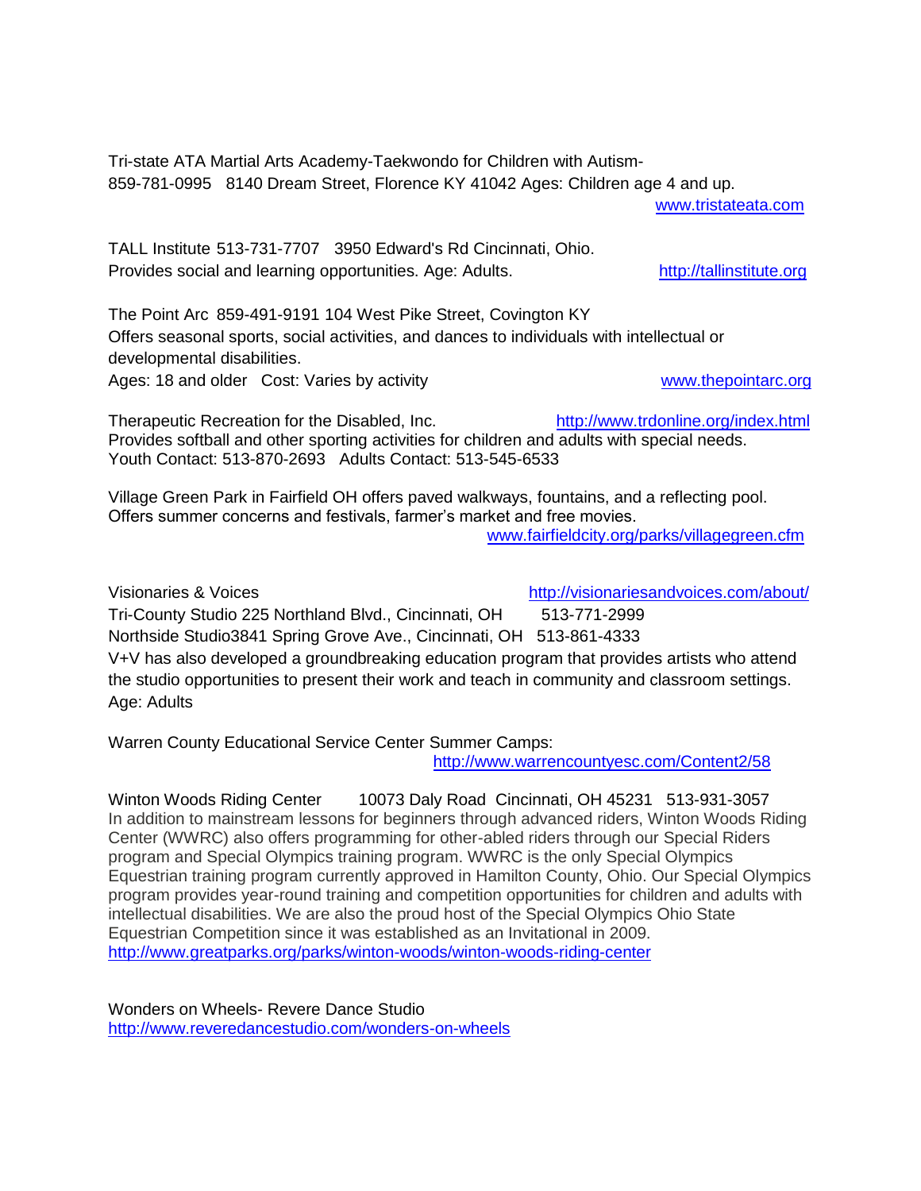Tri-state ATA Martial Arts Academy-Taekwondo for Children with Autism-
859-781-0995 8140 Dream Street, Florence KY 41042 Ages: Children age 4 and up.
www.tristateata.com

TALL Institute 513-731-7707 3950 Edward's Rd Cincinnati, Ohio.
Provides social and learning opportunities. Age: Adults. http://tallinstitute.org

The Point Arc 859-491-9191 104 West Pike Street, Covington KY
Offers seasonal sports, social activities, and dances to individuals with intellectual or developmental disabilities.
Ages: 18 and older Cost: Varies by activity www.thepointarc.org

Therapeutic Recreation for the Disabled, Inc. http://www.trdonline.org/index.html
Provides softball and other sporting activities for children and adults with special needs.
Youth Contact: 513-870-2693 Adults Contact: 513-545-6533

Village Green Park in Fairfield OH offers paved walkways, fountains, and a reflecting pool.
Offers summer concerns and festivals, farmer's market and free movies.
www.fairfieldcity.org/parks/villagegreen.cfm

Visionaries & Voices http://visionariesandvoices.com/about/
Tri-County Studio 225 Northland Blvd., Cincinnati, OH 513-771-2999
Northside Studio3841 Spring Grove Ave., Cincinnati, OH 513-861-4333
V+V has also developed a groundbreaking education program that provides artists who attend the studio opportunities to present their work and teach in community and classroom settings.
Age: Adults

Warren County Educational Service Center Summer Camps:
http://www.warrencountyesc.com/Content2/58

Winton Woods Riding Center 10073 Daly Road Cincinnati, OH 45231 513-931-3057
In addition to mainstream lessons for beginners through advanced riders, Winton Woods Riding Center (WWRC) also offers programming for other-abled riders through our Special Riders program and Special Olympics training program. WWRC is the only Special Olympics Equestrian training program currently approved in Hamilton County, Ohio. Our Special Olympics program provides year-round training and competition opportunities for children and adults with intellectual disabilities. We are also the proud host of the Special Olympics Ohio State Equestrian Competition since it was established as an Invitational in 2009.
http://www.greatparks.org/parks/winton-woods/winton-woods-riding-center

Wonders on Wheels- Revere Dance Studio
http://www.reveredancestudio.com/wonders-on-wheels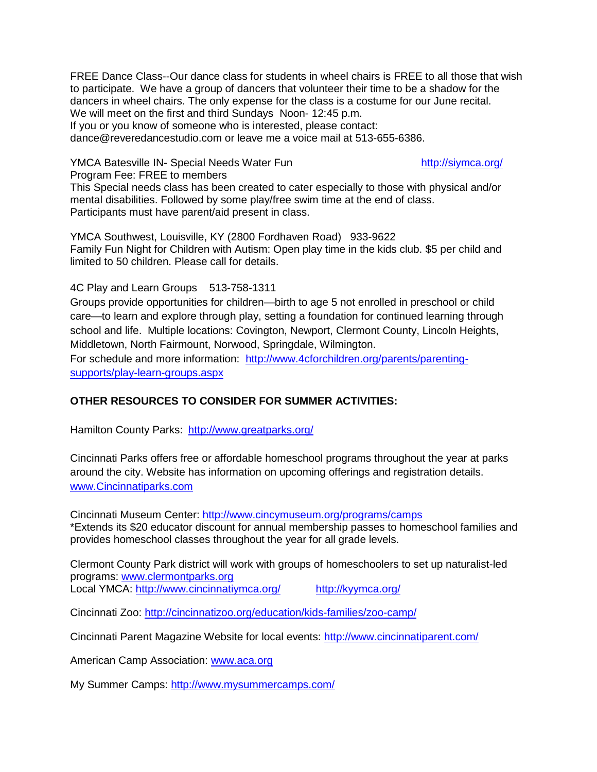FREE Dance Class--Our dance class for students in wheel chairs is FREE to all those that wish to participate. We have a group of dancers that volunteer their time to be a shadow for the dancers in wheel chairs. The only expense for the class is a costume for our June recital. We will meet on the first and third Sundays Noon- 12:45 p.m.
If you or you know of someone who is interested, please contact:
dance@reveredancestudio.com or leave me a voice mail at 513-655-6386.

YMCA Batesville IN- Special Needs Water Fun http://siymca.org/
Program Fee: FREE to members
This Special needs class has been created to cater especially to those with physical and/or mental disabilities. Followed by some play/free swim time at the end of class.
Participants must have parent/aid present in class.

YMCA Southwest, Louisville, KY (2800 Fordhaven Road) 933-9622
Family Fun Night for Children with Autism: Open play time in the kids club. $5 per child and limited to 50 children. Please call for details.

4C Play and Learn Groups 513-758-1311
Groups provide opportunities for children—birth to age 5 not enrolled in preschool or child care—to learn and explore through play, setting a foundation for continued learning through school and life. Multiple locations: Covington, Newport, Clermont County, Lincoln Heights, Middletown, North Fairmount, Norwood, Springdale, Wilmington.
For schedule and more information: http://www.4cforchildren.org/parents/parenting-supports/play-learn-groups.aspx

**OTHER RESOURCES TO CONSIDER FOR SUMMER ACTIVITIES:**

Hamilton County Parks: http://www.greatparks.org/

Cincinnati Parks offers free or affordable homeschool programs throughout the year at parks around the city. Website has information on upcoming offerings and registration details. www.Cincinnatiparks.com

Cincinnati Museum Center: http://www.cincymuseum.org/programs/camps
*Extends its $20 educator discount for annual membership passes to homeschool families and provides homeschool classes throughout the year for all grade levels.

Clermont County Park district will work with groups of homeschoolers to set up naturalist-led programs: www.clermontparks.org
Local YMCA: http://www.cincinnatiymca.org/ http://kyymca.org/

Cincinnati Zoo: http://cincinnatizoo.org/education/kids-families/zoo-camp/

Cincinnati Parent Magazine Website for local events: http://www.cincinnatiparent.com/

American Camp Association: www.aca.org

My Summer Camps: http://www.mysummercamps.com/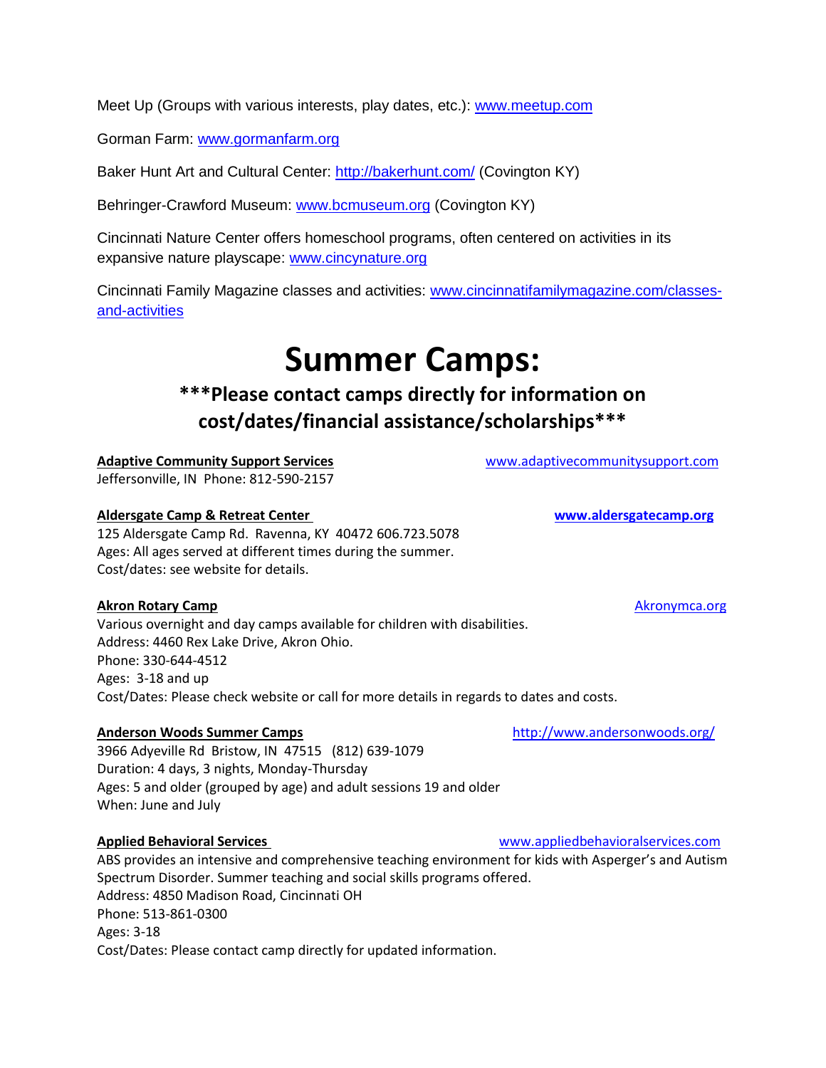Meet Up (Groups with various interests, play dates, etc.): www.meetup.com

Gorman Farm: www.gormanfarm.org

Baker Hunt Art and Cultural Center: http://bakerhunt.com/ (Covington KY)

Behringer-Crawford Museum: www.bcmuseum.org (Covington KY)

Cincinnati Nature Center offers homeschool programs, often centered on activities in its expansive nature playscape: www.cincynature.org

Cincinnati Family Magazine classes and activities: www.cincinnatifamilymagazine.com/classes-and-activities

# Summer Camps:

## ***Please contact camps directly for information on cost/dates/financial assistance/scholarships***

**Adaptive Community Support Services** www.adaptivecommunitysupport.com
Jeffersonville, IN Phone: 812-590-2157

**Aldersgate Camp & Retreat Center** **www.aldersgatecamp.org**
125 Aldersgate Camp Rd. Ravenna, KY 40472 606.723.5078
Ages: All ages served at different times during the summer.
Cost/dates: see website for details.

**Akron Rotary Camp** Akronymca.org
Various overnight and day camps available for children with disabilities.
Address: 4460 Rex Lake Drive, Akron Ohio.
Phone: 330-644-4512
Ages: 3-18 and up
Cost/Dates: Please check website or call for more details in regards to dates and costs.

**Anderson Woods Summer Camps** http://www.andersonwoods.org/
3966 Adyeville Rd Bristow, IN 47515 (812) 639-1079
Duration: 4 days, 3 nights, Monday-Thursday
Ages: 5 and older (grouped by age) and adult sessions 19 and older
When: June and July

**Applied Behavioral Services** www.appliedbehavioralservices.com
ABS provides an intensive and comprehensive teaching environment for kids with Asperger's and Autism Spectrum Disorder. Summer teaching and social skills programs offered.
Address: 4850 Madison Road, Cincinnati OH
Phone: 513-861-0300
Ages: 3-18
Cost/Dates: Please contact camp directly for updated information.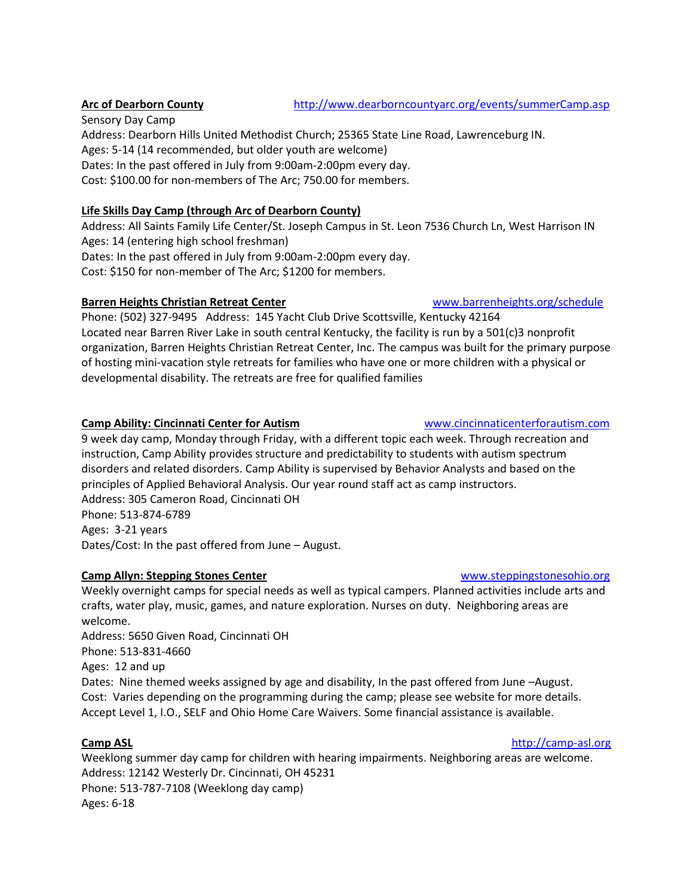**Arc of Dearborn County** http://www.dearborncountyarc.org/events/summerCamp.asp

Sensory Day Camp
Address: Dearborn Hills United Methodist Church; 25365 State Line Road, Lawrenceburg IN.
Ages: 5-14 (14 recommended, but older youth are welcome)
Dates: In the past offered in July from 9:00am-2:00pm every day.
Cost: $100.00 for non-members of The Arc; 750.00 for members.

**Life Skills Day Camp (through Arc of Dearborn County)**

Address: All Saints Family Life Center/St. Joseph Campus in St. Leon 7536 Church Ln, West Harrison IN
Ages: 14 (entering high school freshman)
Dates: In the past offered in July from 9:00am-2:00pm every day.
Cost: $150 for non-member of The Arc; $1200 for members.

**Barren Heights Christian Retreat Center** www.barrenheights.org/schedule

Phone: (502) 327-9495 Address: 145 Yacht Club Drive Scottsville, Kentucky 42164
Located near Barren River Lake in south central Kentucky, the facility is run by a 501(c)3 nonprofit organization, Barren Heights Christian Retreat Center, Inc. The campus was built for the primary purpose of hosting mini-vacation style retreats for families who have one or more children with a physical or developmental disability. The retreats are free for qualified families

**Camp Ability: Cincinnati Center for Autism** www.cincinnaticenterforautism.com

9 week day camp, Monday through Friday, with a different topic each week. Through recreation and instruction, Camp Ability provides structure and predictability to students with autism spectrum disorders and related disorders. Camp Ability is supervised by Behavior Analysts and based on the principles of Applied Behavioral Analysis. Our year round staff act as camp instructors.
Address: 305 Cameron Road, Cincinnati OH
Phone: 513-874-6789
Ages: 3-21 years
Dates/Cost: In the past offered from June – August.

**Camp Allyn: Stepping Stones Center** www.steppingstonesohio.org

Weekly overnight camps for special needs as well as typical campers. Planned activities include arts and crafts, water play, music, games, and nature exploration. Nurses on duty. Neighboring areas are welcome.
Address: 5650 Given Road, Cincinnati OH
Phone: 513-831-4660
Ages: 12 and up
Dates: Nine themed weeks assigned by age and disability, In the past offered from June –August.
Cost: Varies depending on the programming during the camp; please see website for more details. Accept Level 1, I.O., SELF and Ohio Home Care Waivers. Some financial assistance is available.

**Camp ASL** http://camp-asl.org

Weeklong summer day camp for children with hearing impairments. Neighboring areas are welcome.
Address: 12142 Westerly Dr. Cincinnati, OH 45231
Phone: 513-787-7108 (Weeklong day camp)
Ages: 6-18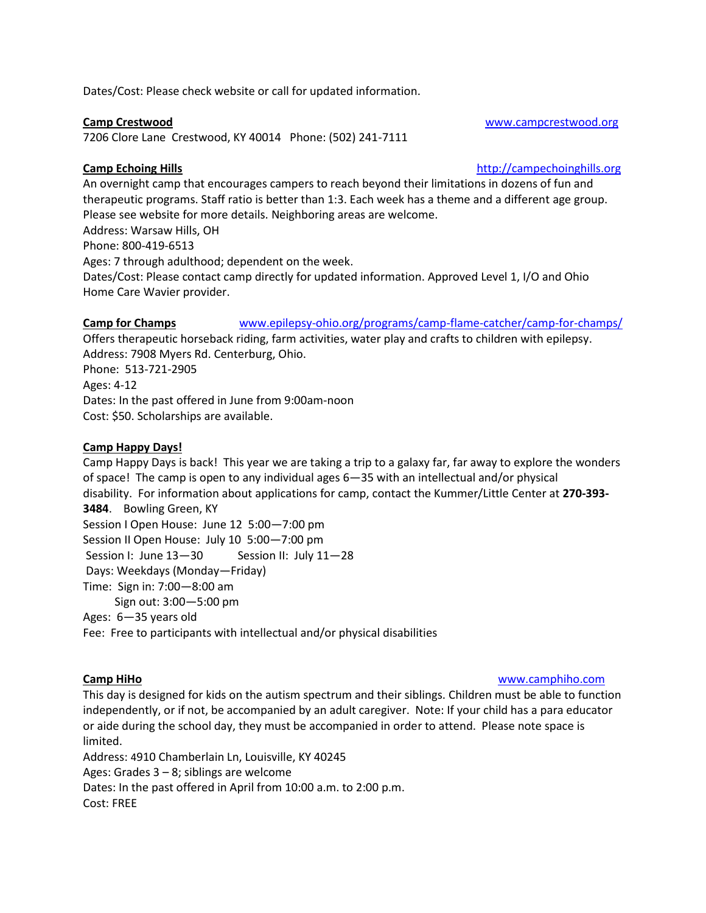Dates/Cost: Please check website or call for updated information.

**Camp Crestwood** www.campcrestwood.org
7206 Clore Lane Crestwood, KY 40014 Phone: (502) 241-7111

**Camp Echoing Hills** http://campechoinghills.org
An overnight camp that encourages campers to reach beyond their limitations in dozens of fun and therapeutic programs. Staff ratio is better than 1:3. Each week has a theme and a different age group. Please see website for more details. Neighboring areas are welcome.
Address: Warsaw Hills, OH
Phone: 800-419-6513
Ages: 7 through adulthood; dependent on the week.
Dates/Cost: Please contact camp directly for updated information. Approved Level 1, I/O and Ohio Home Care Wavier provider.

**Camp for Champs** www.epilepsy-ohio.org/programs/camp-flame-catcher/camp-for-champs/
Offers therapeutic horseback riding, farm activities, water play and crafts to children with epilepsy.
Address: 7908 Myers Rd. Centerburg, Ohio.
Phone: 513-721-2905
Ages: 4-12
Dates: In the past offered in June from 9:00am-noon
Cost: $50. Scholarships are available.

**Camp Happy Days!**
Camp Happy Days is back! This year we are taking a trip to a galaxy far, far away to explore the wonders of space! The camp is open to any individual ages 6—35 with an intellectual and/or physical disability. For information about applications for camp, contact the Kummer/Little Center at **270-393-3484**. Bowling Green, KY
Session I Open House: June 12 5:00—7:00 pm
Session II Open House: July 10 5:00—7:00 pm
Session I: June 13—30 Session II: July 11—28
Days: Weekdays (Monday—Friday)
Time: Sign in: 7:00—8:00 am
Sign out: 3:00—5:00 pm
Ages: 6—35 years old
Fee: Free to participants with intellectual and/or physical disabilities

**Camp HiHo** www.camphiho.com
This day is designed for kids on the autism spectrum and their siblings. Children must be able to function independently, or if not, be accompanied by an adult caregiver. Note: If your child has a para educator or aide during the school day, they must be accompanied in order to attend. Please note space is limited.
Address: 4910 Chamberlain Ln, Louisville, KY 40245
Ages: Grades 3 – 8; siblings are welcome
Dates: In the past offered in April from 10:00 a.m. to 2:00 p.m.
Cost: FREE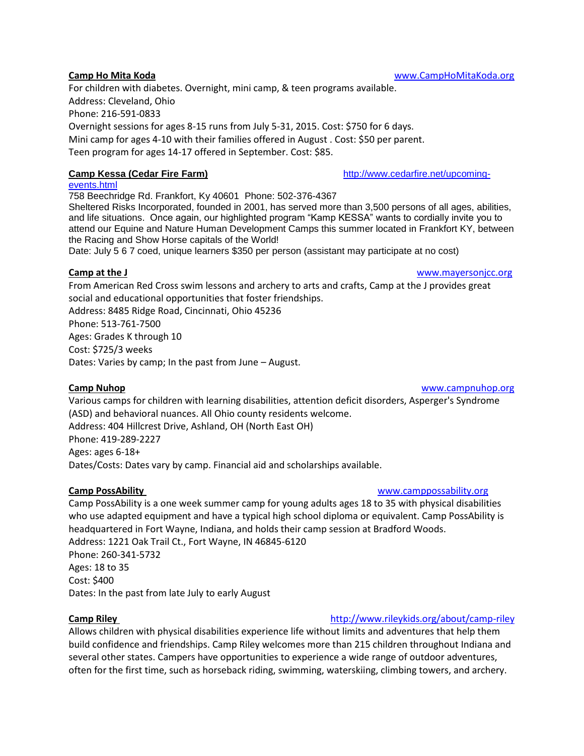**Camp Ho Mita Koda** www.CampHoMitaKoda.org

For children with diabetes. Overnight, mini camp, & teen programs available.
Address: Cleveland, Ohio
Phone: 216-591-0833
Overnight sessions for ages 8-15 runs from July 5-31, 2015. Cost: $750 for 6 days.
Mini camp for ages 4-10 with their families offered in August . Cost: $50 per parent.
Teen program for ages 14-17 offered in September. Cost: $85.

**Camp Kessa (Cedar Fire Farm)** http://www.cedarfire.net/upcoming-events.html

758 Beechridge Rd. Frankfort, Ky 40601 Phone: 502-376-4367
Sheltered Risks Incorporated, founded in 2001, has served more than 3,500 persons of all ages, abilities, and life situations. Once again, our highlighted program "Kamp KESSA" wants to cordially invite you to attend our Equine and Nature Human Development Camps this summer located in Frankfort KY, between the Racing and Show Horse capitals of the World!
Date: July 5 6 7 coed, unique learners $350 per person (assistant may participate at no cost)

**Camp at the J** www.mayersonjcc.org

From American Red Cross swim lessons and archery to arts and crafts, Camp at the J provides great social and educational opportunities that foster friendships.
Address: 8485 Ridge Road, Cincinnati, Ohio 45236
Phone: 513-761-7500
Ages: Grades K through 10
Cost: $725/3 weeks
Dates: Varies by camp; In the past from June – August.

**Camp Nuhop** www.campnuhop.org

Various camps for children with learning disabilities, attention deficit disorders, Asperger's Syndrome (ASD) and behavioral nuances. All Ohio county residents welcome.
Address: 404 Hillcrest Drive, Ashland, OH (North East OH)
Phone: 419-289-2227
Ages: ages 6-18+
Dates/Costs: Dates vary by camp. Financial aid and scholarships available.

**Camp PossAbility** www.camppossability.org

Camp PossAbility is a one week summer camp for young adults ages 18 to 35 with physical disabilities who use adapted equipment and have a typical high school diploma or equivalent. Camp PossAbility is headquartered in Fort Wayne, Indiana, and holds their camp session at Bradford Woods.
Address: 1221 Oak Trail Ct., Fort Wayne, IN 46845-6120
Phone: 260-341-5732
Ages: 18 to 35
Cost: $400
Dates: In the past from late July to early August

**Camp Riley** http://www.rileykids.org/about/camp-riley

Allows children with physical disabilities experience life without limits and adventures that help them build confidence and friendships. Camp Riley welcomes more than 215 children throughout Indiana and several other states. Campers have opportunities to experience a wide range of outdoor adventures, often for the first time, such as horseback riding, swimming, waterskiing, climbing towers, and archery.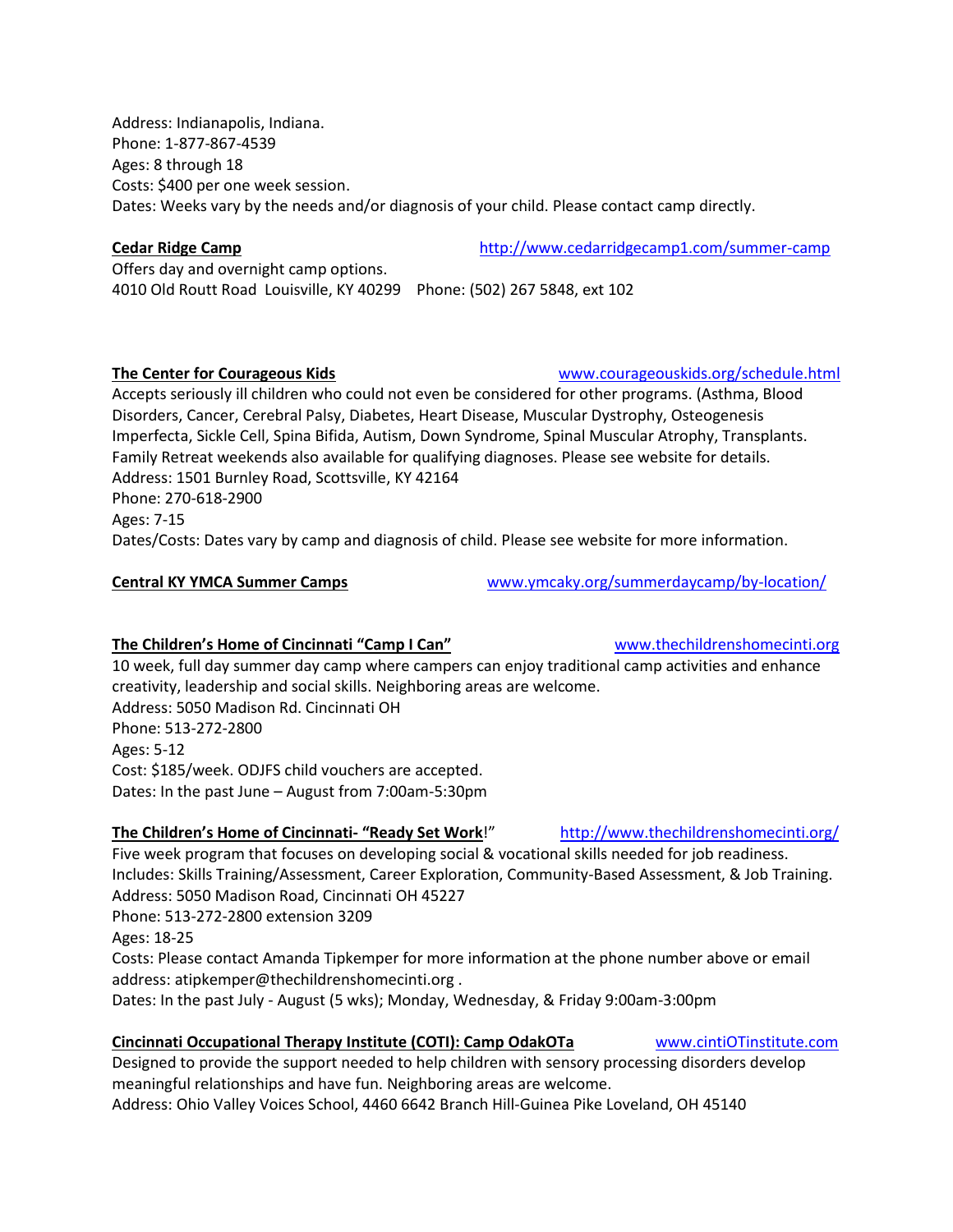Address: Indianapolis, Indiana.
Phone: 1-877-867-4539
Ages: 8 through 18
Costs: $400 per one week session.
Dates: Weeks vary by the needs and/or diagnosis of your child. Please contact camp directly.

**Cedar Ridge Camp** http://www.cedarridgecamp1.com/summer-camp
Offers day and overnight camp options.
4010 Old Routt Road Louisville, KY 40299 Phone: (502) 267 5848, ext 102

**The Center for Courageous Kids** www.courageouskids.org/schedule.html
Accepts seriously ill children who could not even be considered for other programs. (Asthma, Blood Disorders, Cancer, Cerebral Palsy, Diabetes, Heart Disease, Muscular Dystrophy, Osteogenesis Imperfecta, Sickle Cell, Spina Bifida, Autism, Down Syndrome, Spinal Muscular Atrophy, Transplants. Family Retreat weekends also available for qualifying diagnoses. Please see website for details.
Address: 1501 Burnley Road, Scottsville, KY 42164
Phone: 270-618-2900
Ages: 7-15
Dates/Costs: Dates vary by camp and diagnosis of child. Please see website for more information.

**Central KY YMCA Summer Camps** www.ymcaky.org/summerdaycamp/by-location/

**The Children's Home of Cincinnati "Camp I Can"** www.thechildrenshomecinti.org
10 week, full day summer day camp where campers can enjoy traditional camp activities and enhance creativity, leadership and social skills. Neighboring areas are welcome.
Address: 5050 Madison Rd. Cincinnati OH
Phone: 513-272-2800
Ages: 5-12
Cost: $185/week. ODJFS child vouchers are accepted.
Dates: In the past June – August from 7:00am-5:30pm

**The Children's Home of Cincinnati- "Ready Set Work**!" http://www.thechildrenshomecinti.org/
Five week program that focuses on developing social & vocational skills needed for job readiness. Includes: Skills Training/Assessment, Career Exploration, Community-Based Assessment, & Job Training.
Address: 5050 Madison Road, Cincinnati OH 45227
Phone: 513-272-2800 extension 3209
Ages: 18-25
Costs: Please contact Amanda Tipkemper for more information at the phone number above or email address: atipkemper@thechildrenshomecinti.org .
Dates: In the past July - August (5 wks); Monday, Wednesday, & Friday 9:00am-3:00pm

**Cincinnati Occupational Therapy Institute (COTI): Camp OdakOTa** www.cintiOTinstitute.com
Designed to provide the support needed to help children with sensory processing disorders develop meaningful relationships and have fun. Neighboring areas are welcome.
Address: Ohio Valley Voices School, 4460 6642 Branch Hill-Guinea Pike Loveland, OH 45140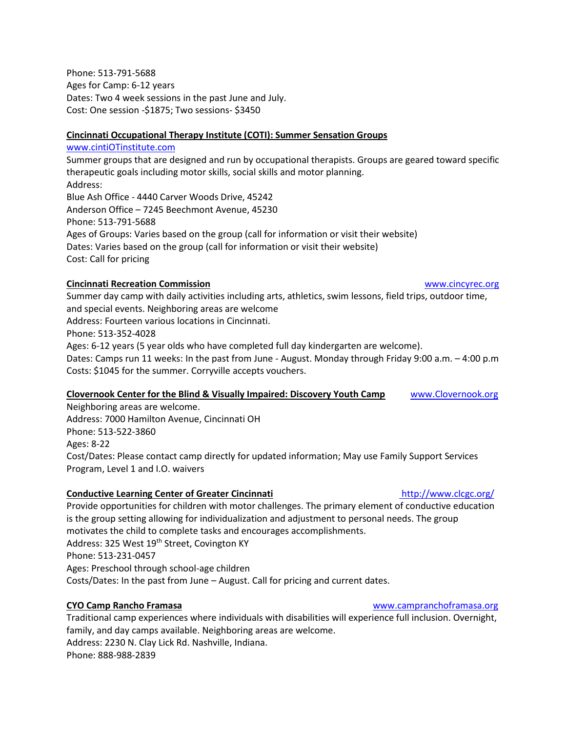Phone: 513-791-5688
Ages for Camp: 6-12 years
Dates: Two 4 week sessions in the past June and July.
Cost: One session -$1875; Two sessions- $3450

**Cincinnati Occupational Therapy Institute (COTI): Summer Sensation Groups**
www.cintiOTinstitute.com
Summer groups that are designed and run by occupational therapists. Groups are geared toward specific therapeutic goals including motor skills, social skills and motor planning.
Address:
Blue Ash Office - 4440 Carver Woods Drive, 45242
Anderson Office – 7245 Beechmont Avenue, 45230
Phone: 513-791-5688
Ages of Groups: Varies based on the group (call for information or visit their website)
Dates: Varies based on the group (call for information or visit their website)
Cost: Call for pricing

**Cincinnati Recreation Commission** www.cincyrec.org
Summer day camp with daily activities including arts, athletics, swim lessons, field trips, outdoor time, and special events. Neighboring areas are welcome
Address: Fourteen various locations in Cincinnati.
Phone: 513-352-4028
Ages: 6-12 years (5 year olds who have completed full day kindergarten are welcome).
Dates: Camps run 11 weeks: In the past from June - August. Monday through Friday 9:00 a.m. – 4:00 p.m
Costs: $1045 for the summer. Corryville accepts vouchers.

**Clovernook Center for the Blind & Visually Impaired: Discovery Youth Camp** www.Clovernook.org
Neighboring areas are welcome.
Address: 7000 Hamilton Avenue, Cincinnati OH
Phone: 513-522-3860
Ages: 8-22
Cost/Dates: Please contact camp directly for updated information; May use Family Support Services Program, Level 1 and I.O. waivers

**Conductive Learning Center of Greater Cincinnati** http://www.clcgc.org/
Provide opportunities for children with motor challenges. The primary element of conductive education is the group setting allowing for individualization and adjustment to personal needs. The group motivates the child to complete tasks and encourages accomplishments.
Address: 325 West 19th Street, Covington KY
Phone: 513-231-0457
Ages: Preschool through school-age children
Costs/Dates: In the past from June – August. Call for pricing and current dates.

**CYO Camp Rancho Framasa** www.campranchoframasa.org
Traditional camp experiences where individuals with disabilities will experience full inclusion. Overnight, family, and day camps available. Neighboring areas are welcome.
Address: 2230 N. Clay Lick Rd. Nashville, Indiana.
Phone: 888-988-2839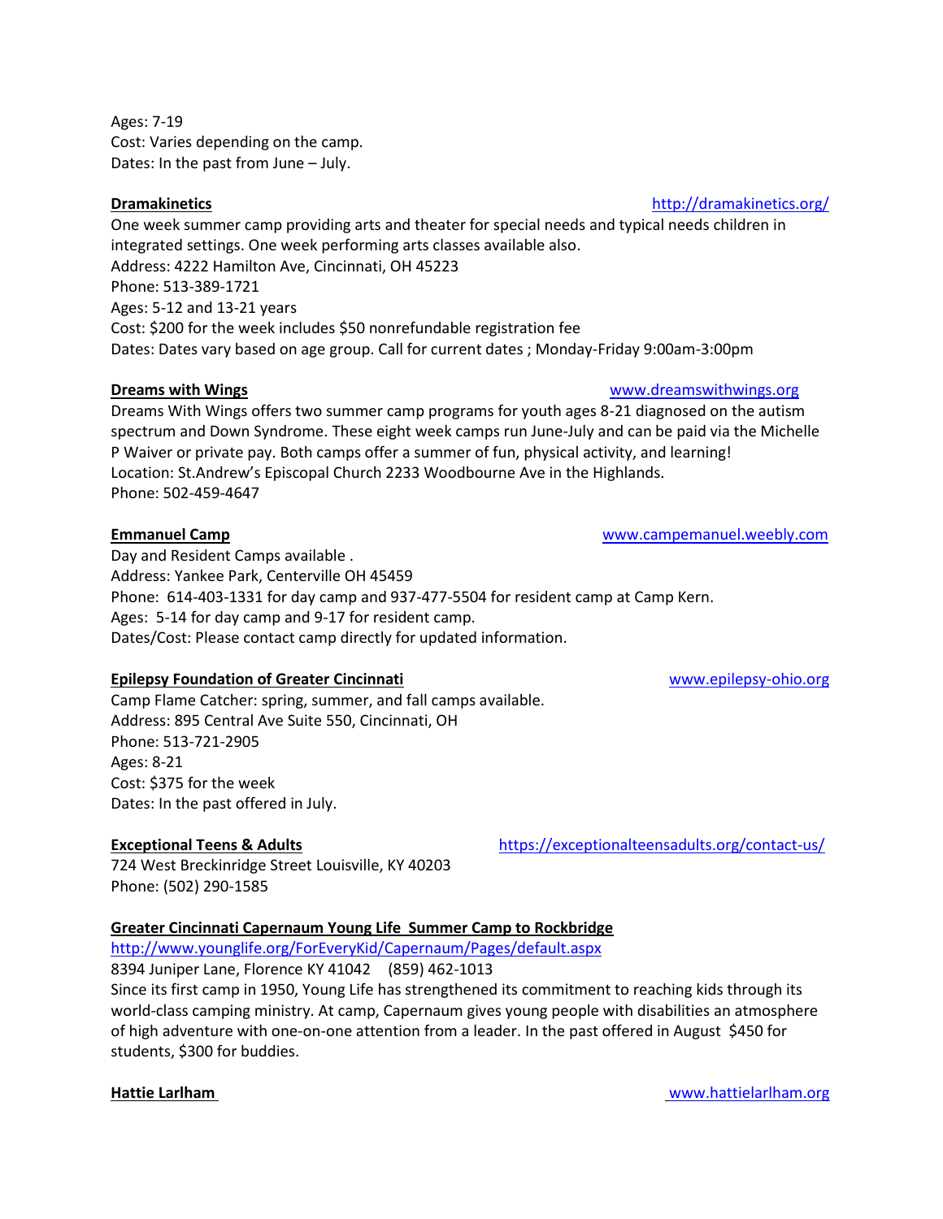Ages: 7-19
Cost: Varies depending on the camp.
Dates: In the past from June – July.

**Dramakinetics** http://dramakinetics.org/
One week summer camp providing arts and theater for special needs and typical needs children in integrated settings. One week performing arts classes available also.
Address: 4222 Hamilton Ave, Cincinnati, OH 45223
Phone: 513-389-1721
Ages: 5-12 and 13-21 years
Cost: $200 for the week includes $50 nonrefundable registration fee
Dates: Dates vary based on age group. Call for current dates ; Monday-Friday 9:00am-3:00pm

**Dreams with Wings** www.dreamswithwings.org
Dreams With Wings offers two summer camp programs for youth ages 8-21 diagnosed on the autism spectrum and Down Syndrome. These eight week camps run June-July and can be paid via the Michelle P Waiver or private pay. Both camps offer a summer of fun, physical activity, and learning!
Location: St.Andrew's Episcopal Church 2233 Woodbourne Ave in the Highlands.
Phone: 502-459-4647

**Emmanuel Camp** www.campemanuel.weebly.com
Day and Resident Camps available .
Address: Yankee Park, Centerville OH 45459
Phone: 614-403-1331 for day camp and 937-477-5504 for resident camp at Camp Kern.
Ages: 5-14 for day camp and 9-17 for resident camp.
Dates/Cost: Please contact camp directly for updated information.

**Epilepsy Foundation of Greater Cincinnati** www.epilepsy-ohio.org
Camp Flame Catcher: spring, summer, and fall camps available.
Address: 895 Central Ave Suite 550, Cincinnati, OH
Phone: 513-721-2905
Ages: 8-21
Cost: $375 for the week
Dates: In the past offered in July.

**Exceptional Teens & Adults** https://exceptionalteensadults.org/contact-us/
724 West Breckinridge Street Louisville, KY 40203
Phone: (502) 290-1585

**Greater Cincinnati Capernaum Young Life Summer Camp to Rockbridge**
http://www.younglife.org/ForEveryKid/Capernaum/Pages/default.aspx
8394 Juniper Lane, Florence KY 41042 (859) 462-1013
Since its first camp in 1950, Young Life has strengthened its commitment to reaching kids through its world-class camping ministry. At camp, Capernaum gives young people with disabilities an atmosphere of high adventure with one-on-one attention from a leader. In the past offered in August $450 for students, $300 for buddies.

**Hattie Larlham** www.hattielarlham.org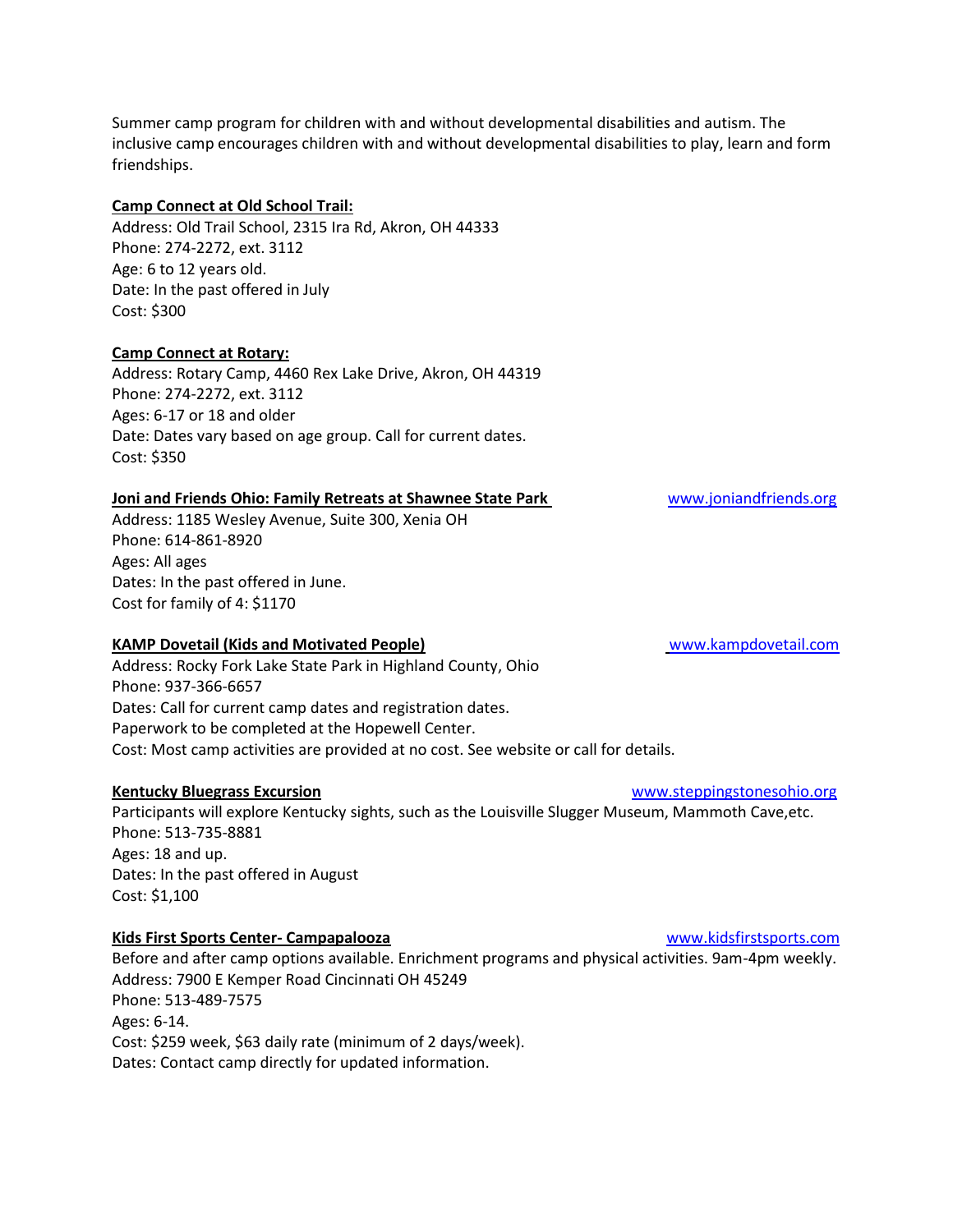Summer camp program for children with and without developmental disabilities and autism. The inclusive camp encourages children with and without developmental disabilities to play, learn and form friendships.

**Camp Connect at Old School Trail:**
Address: Old Trail School, 2315 Ira Rd, Akron, OH 44333
Phone: 274-2272, ext. 3112
Age: 6 to 12 years old.
Date: In the past offered in July
Cost: $300

**Camp Connect at Rotary:**
Address: Rotary Camp, 4460 Rex Lake Drive, Akron, OH 44319
Phone: 274-2272, ext. 3112
Ages: 6-17 or 18 and older
Date: Dates vary based on age group. Call for current dates.
Cost: $350

**Joni and Friends Ohio: Family Retreats at Shawnee State Park** www.joniandfriends.org
Address: 1185 Wesley Avenue, Suite 300, Xenia OH
Phone: 614-861-8920
Ages: All ages
Dates: In the past offered in June.
Cost for family of 4: $1170

**KAMP Dovetail (Kids and Motivated People)** www.kampdovetail.com
Address: Rocky Fork Lake State Park in Highland County, Ohio
Phone: 937-366-6657
Dates: Call for current camp dates and registration dates.
Paperwork to be completed at the Hopewell Center.
Cost: Most camp activities are provided at no cost. See website or call for details.

**Kentucky Bluegrass Excursion** www.steppingstonesohio.org
Participants will explore Kentucky sights, such as the Louisville Slugger Museum, Mammoth Cave,etc.
Phone: 513-735-8881
Ages: 18 and up.
Dates: In the past offered in August
Cost: $1,100

**Kids First Sports Center- Campapalooza** www.kidsfirstsports.com
Before and after camp options available. Enrichment programs and physical activities. 9am-4pm weekly.
Address: 7900 E Kemper Road Cincinnati OH 45249
Phone: 513-489-7575
Ages: 6-14.
Cost: $259 week, $63 daily rate (minimum of 2 days/week).
Dates: Contact camp directly for updated information.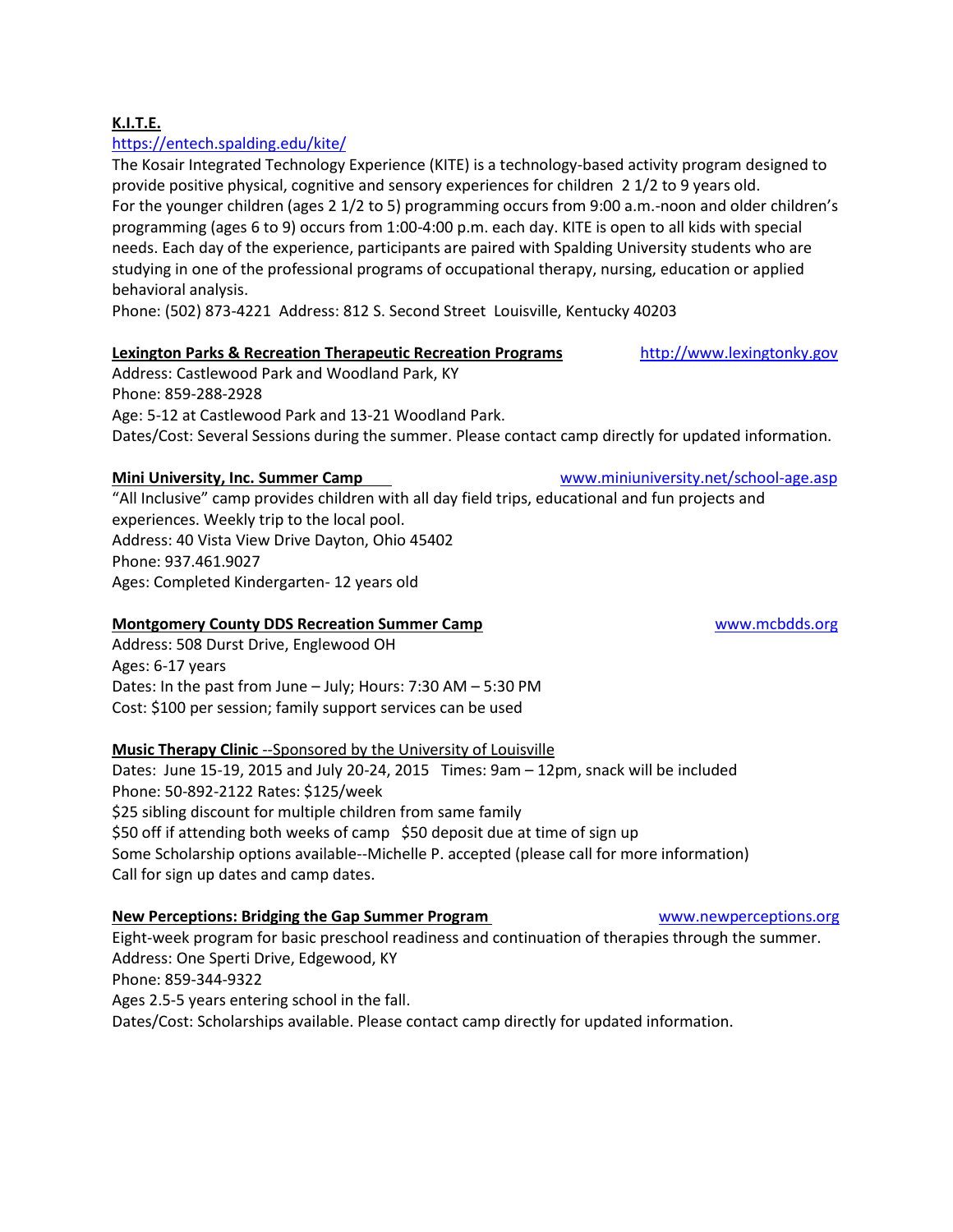**K.I.T.E.**

https://entech.spalding.edu/kite/

The Kosair Integrated Technology Experience (KITE) is a technology-based activity program designed to provide positive physical, cognitive and sensory experiences for children 2 1/2 to 9 years old. For the younger children (ages 2 1/2 to 5) programming occurs from 9:00 a.m.-noon and older children's programming (ages 6 to 9) occurs from 1:00-4:00 p.m. each day. KITE is open to all kids with special needs. Each day of the experience, participants are paired with Spalding University students who are studying in one of the professional programs of occupational therapy, nursing, education or applied behavioral analysis.

Phone: (502) 873-4221 Address: 812 S. Second Street Louisville, Kentucky 40203

**Lexington Parks & Recreation Therapeutic Recreation Programs** http://www.lexingtonky.gov

Address: Castlewood Park and Woodland Park, KY

Phone: 859-288-2928

Age: 5-12 at Castlewood Park and 13-21 Woodland Park.

Dates/Cost: Several Sessions during the summer. Please contact camp directly for updated information.

**Mini University, Inc. Summer Camp** www.miniuniversity.net/school-age.asp

"All Inclusive" camp provides children with all day field trips, educational and fun projects and experiences. Weekly trip to the local pool.

Address: 40 Vista View Drive Dayton, Ohio 45402

Phone: 937.461.9027

Ages: Completed Kindergarten- 12 years old

**Montgomery County DDS Recreation Summer Camp** www.mcbdds.org

Address: 508 Durst Drive, Englewood OH

Ages: 6-17 years

Dates: In the past from June – July; Hours: 7:30 AM – 5:30 PM

Cost: $100 per session; family support services can be used

**Music Therapy Clinic** --Sponsored by the University of Louisville

Dates: June 15-19, 2015 and July 20-24, 2015 Times: 9am – 12pm, snack will be included

Phone: 50-892-2122 Rates: $125/week

$25 sibling discount for multiple children from same family

$50 off if attending both weeks of camp $50 deposit due at time of sign up

Some Scholarship options available--Michelle P. accepted (please call for more information)

Call for sign up dates and camp dates.

**New Perceptions: Bridging the Gap Summer Program** www.newperceptions.org

Eight-week program for basic preschool readiness and continuation of therapies through the summer.

Address: One Sperti Drive, Edgewood, KY

Phone: 859-344-9322

Ages 2.5-5 years entering school in the fall.

Dates/Cost: Scholarships available. Please contact camp directly for updated information.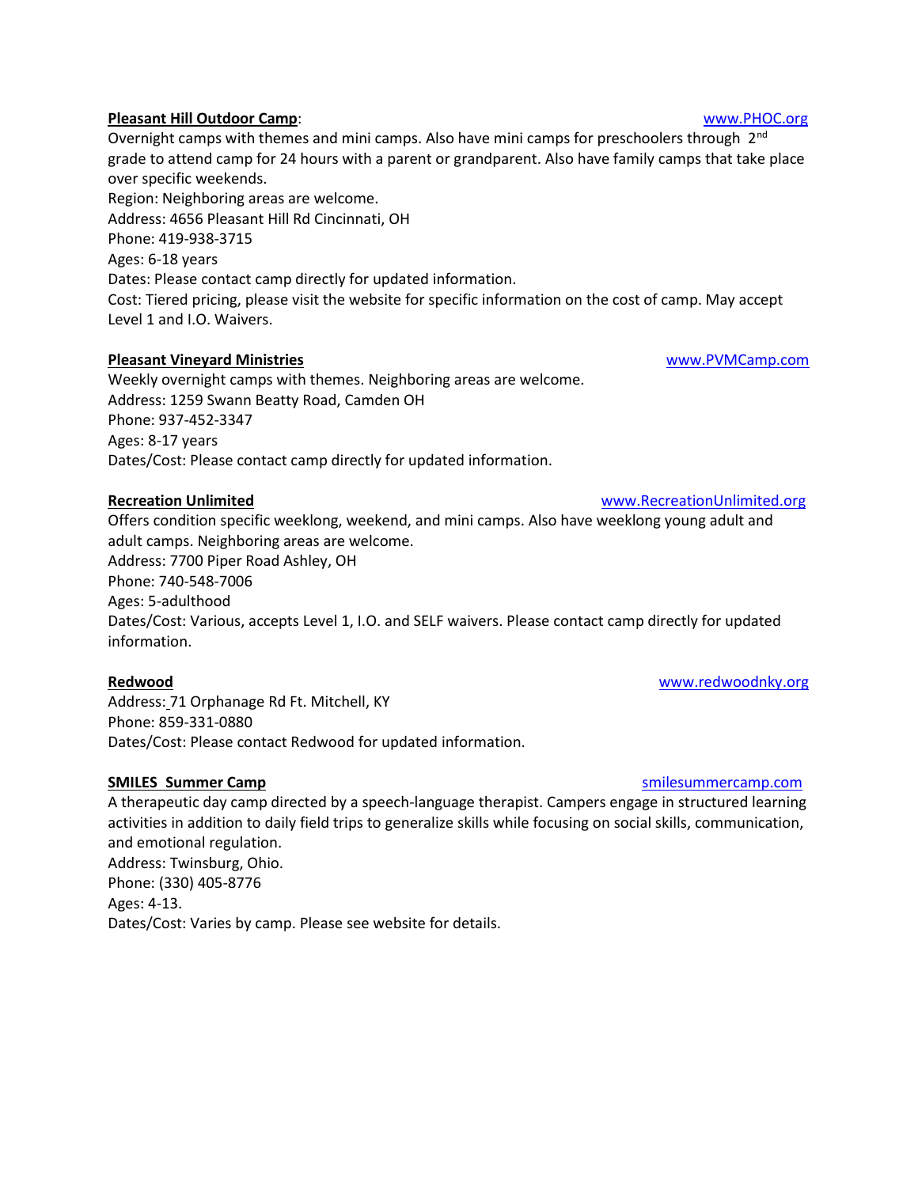**Pleasant Hill Outdoor Camp**: www.PHOC.org

Overnight camps with themes and mini camps. Also have mini camps for preschoolers through 2nd grade to attend camp for 24 hours with a parent or grandparent. Also have family camps that take place over specific weekends.
Region: Neighboring areas are welcome.
Address: 4656 Pleasant Hill Rd Cincinnati, OH
Phone: 419-938-3715
Ages: 6-18 years
Dates: Please contact camp directly for updated information.
Cost: Tiered pricing, please visit the website for specific information on the cost of camp. May accept Level 1 and I.O. Waivers.

**Pleasant Vineyard Ministries** www.PVMCamp.com

Weekly overnight camps with themes. Neighboring areas are welcome.
Address: 1259 Swann Beatty Road, Camden OH
Phone: 937-452-3347
Ages: 8-17 years
Dates/Cost: Please contact camp directly for updated information.

**Recreation Unlimited** www.RecreationUnlimited.org

Offers condition specific weeklong, weekend, and mini camps. Also have weeklong young adult and adult camps. Neighboring areas are welcome.
Address: 7700 Piper Road Ashley, OH
Phone: 740-548-7006
Ages: 5-adulthood
Dates/Cost: Various, accepts Level 1, I.O. and SELF waivers. Please contact camp directly for updated information.

**Redwood** www.redwoodnky.org

Address: 71 Orphanage Rd Ft. Mitchell, KY
Phone: 859-331-0880
Dates/Cost: Please contact Redwood for updated information.

**SMILES Summer Camp** smilesummercamp.com

A therapeutic day camp directed by a speech-language therapist. Campers engage in structured learning activities in addition to daily field trips to generalize skills while focusing on social skills, communication, and emotional regulation.
Address: Twinsburg, Ohio.
Phone: (330) 405-8776
Ages: 4-13.
Dates/Cost: Varies by camp. Please see website for details.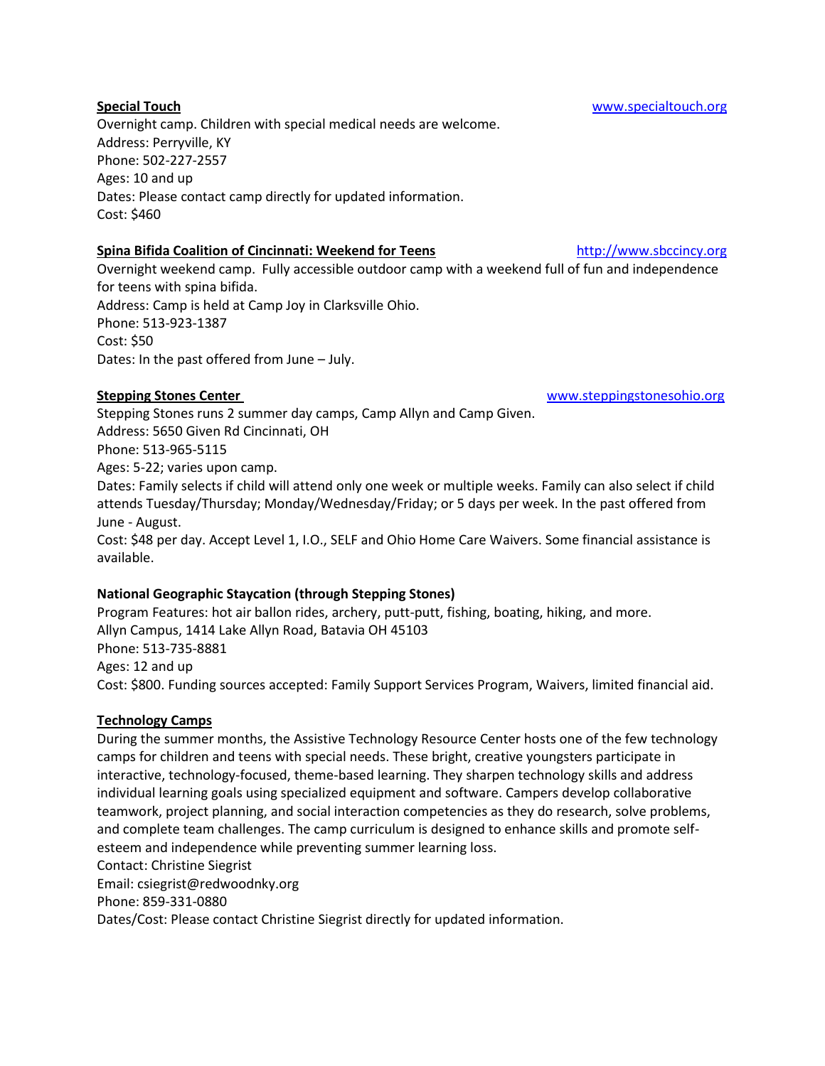**Special Touch** www.specialtouch.org

Overnight camp. Children with special medical needs are welcome.
Address: Perryville, KY
Phone: 502-227-2557
Ages: 10 and up
Dates: Please contact camp directly for updated information.
Cost: $460

**Spina Bifida Coalition of Cincinnati: Weekend for Teens** http://www.sbccincy.org

Overnight weekend camp. Fully accessible outdoor camp with a weekend full of fun and independence for teens with spina bifida.
Address: Camp is held at Camp Joy in Clarksville Ohio.
Phone: 513-923-1387
Cost: $50
Dates: In the past offered from June – July.

**Stepping Stones Center** www.steppingstonesohio.org

Stepping Stones runs 2 summer day camps, Camp Allyn and Camp Given.
Address: 5650 Given Rd Cincinnati, OH
Phone: 513-965-5115
Ages: 5-22; varies upon camp.
Dates: Family selects if child will attend only one week or multiple weeks. Family can also select if child attends Tuesday/Thursday; Monday/Wednesday/Friday; or 5 days per week. In the past offered from June - August.
Cost: $48 per day. Accept Level 1, I.O., SELF and Ohio Home Care Waivers. Some financial assistance is available.

**National Geographic Staycation (through Stepping Stones)**

Program Features: hot air ballon rides, archery, putt-putt, fishing, boating, hiking, and more.
Allyn Campus, 1414 Lake Allyn Road, Batavia OH 45103
Phone: 513-735-8881
Ages: 12 and up
Cost: $800. Funding sources accepted: Family Support Services Program, Waivers, limited financial aid.

**Technology Camps**

During the summer months, the Assistive Technology Resource Center hosts one of the few technology camps for children and teens with special needs. These bright, creative youngsters participate in interactive, technology-focused, theme-based learning. They sharpen technology skills and address individual learning goals using specialized equipment and software. Campers develop collaborative teamwork, project planning, and social interaction competencies as they do research, solve problems, and complete team challenges. The camp curriculum is designed to enhance skills and promote self-esteem and independence while preventing summer learning loss.
Contact: Christine Siegrist
Email: csiegrist@redwoodnky.org
Phone: 859-331-0880
Dates/Cost: Please contact Christine Siegrist directly for updated information.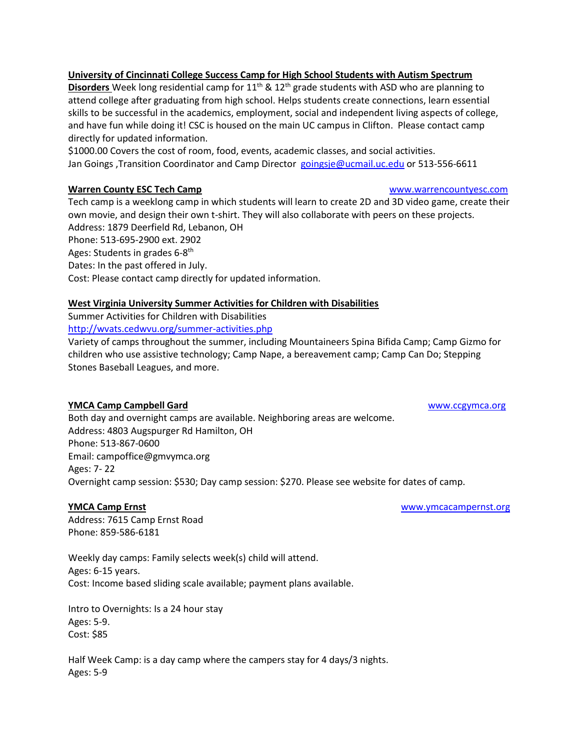**University of Cincinnati College Success Camp for High School Students with Autism Spectrum Disorders** Week long residential camp for 11th & 12th grade students with ASD who are planning to attend college after graduating from high school. Helps students create connections, learn essential skills to be successful in the academics, employment, social and independent living aspects of college, and have fun while doing it! CSC is housed on the main UC campus in Clifton. Please contact camp directly for updated information.
$1000.00 Covers the cost of room, food, events, academic classes, and social activities.
Jan Goings ,Transition Coordinator and Camp Director goingsje@ucmail.uc.edu or 513-556-6611

**Warren County ESC Tech Camp** www.warrencountyesc.com
Tech camp is a weeklong camp in which students will learn to create 2D and 3D video game, create their own movie, and design their own t-shirt. They will also collaborate with peers on these projects.
Address: 1879 Deerfield Rd, Lebanon, OH
Phone: 513-695-2900 ext. 2902
Ages: Students in grades 6-8th
Dates: In the past offered in July.
Cost: Please contact camp directly for updated information.

**West Virginia University Summer Activities for Children with Disabilities**
Summer Activities for Children with Disabilities
http://wvats.cedwvu.org/summer-activities.php
Variety of camps throughout the summer, including Mountaineers Spina Bifida Camp; Camp Gizmo for children who use assistive technology; Camp Nape, a bereavement camp; Camp Can Do; Stepping Stones Baseball Leagues, and more.

**YMCA Camp Campbell Gard** www.ccgymca.org
Both day and overnight camps are available. Neighboring areas are welcome.
Address: 4803 Augspurger Rd Hamilton, OH
Phone: 513-867-0600
Email: campoffice@gmvymca.org
Ages: 7- 22
Overnight camp session: $530; Day camp session: $270. Please see website for dates of camp.

**YMCA Camp Ernst** www.ymcacampernst.org
Address: 7615 Camp Ernst Road
Phone: 859-586-6181

Weekly day camps: Family selects week(s) child will attend.
Ages: 6-15 years.
Cost: Income based sliding scale available; payment plans available.

Intro to Overnights: Is a 24 hour stay
Ages: 5-9.
Cost: $85

Half Week Camp: is a day camp where the campers stay for 4 days/3 nights.
Ages: 5-9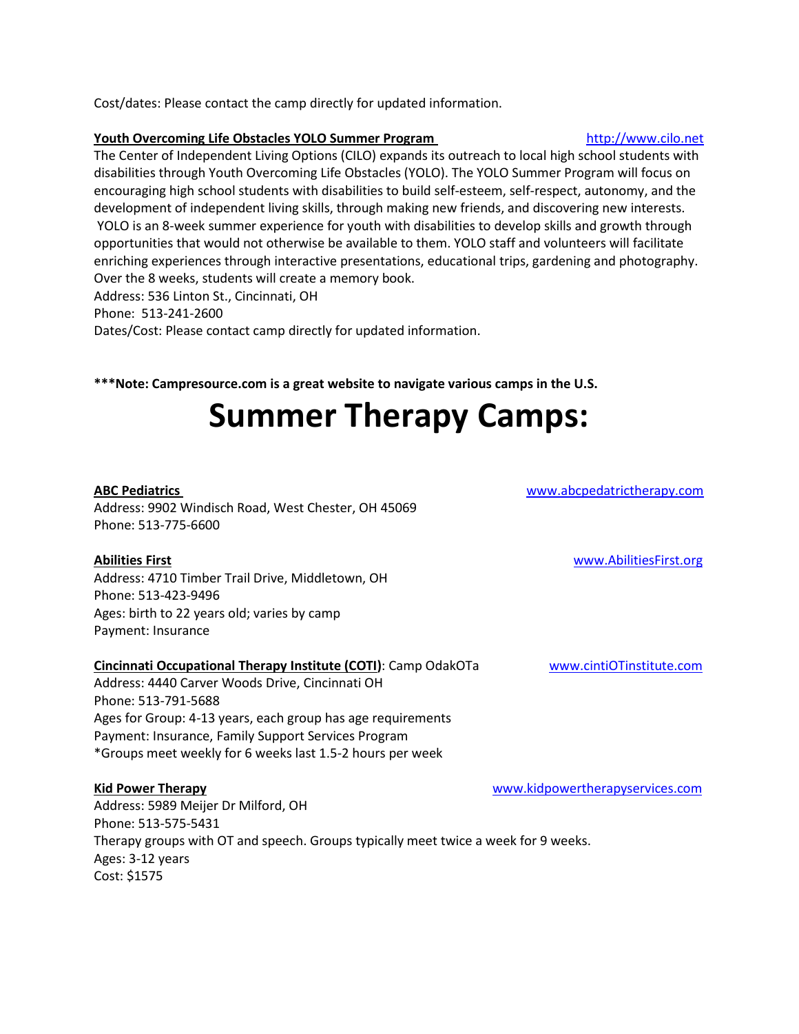Cost/dates: Please contact the camp directly for updated information.

**Youth Overcoming Life Obstacles YOLO Summer Program** http://www.cilo.net

The Center of Independent Living Options (CILO) expands its outreach to local high school students with disabilities through Youth Overcoming Life Obstacles (YOLO). The YOLO Summer Program will focus on encouraging high school students with disabilities to build self-esteem, self-respect, autonomy, and the development of independent living skills, through making new friends, and discovering new interests. YOLO is an 8-week summer experience for youth with disabilities to develop skills and growth through opportunities that would not otherwise be available to them. YOLO staff and volunteers will facilitate enriching experiences through interactive presentations, educational trips, gardening and photography. Over the 8 weeks, students will create a memory book.

Address: 536 Linton St., Cincinnati, OH
Phone: 513-241-2600
Dates/Cost: Please contact camp directly for updated information.

**\*\*\*Note: Campresource.com is a great website to navigate various camps in the U.S.**

# Summer Therapy Camps:

**ABC Pediatrics** www.abcpedatrictherapy.com

Address: 9902 Windisch Road, West Chester, OH 45069
Phone: 513-775-6600

**Abilities First** www.AbilitiesFirst.org

Address: 4710 Timber Trail Drive, Middletown, OH
Phone: 513-423-9496
Ages: birth to 22 years old; varies by camp
Payment: Insurance

**Cincinnati Occupational Therapy Institute (COTI)**: Camp OdakOTa www.cintiOTinstitute.com

Address: 4440 Carver Woods Drive, Cincinnati OH
Phone: 513-791-5688
Ages for Group: 4-13 years, each group has age requirements
Payment: Insurance, Family Support Services Program
*Groups meet weekly for 6 weeks last 1.5-2 hours per week

**Kid Power Therapy** www.kidpowertherapyservices.com

Address: 5989 Meijer Dr Milford, OH
Phone: 513-575-5431
Therapy groups with OT and speech. Groups typically meet twice a week for 9 weeks.
Ages: 3-12 years
Cost: $1575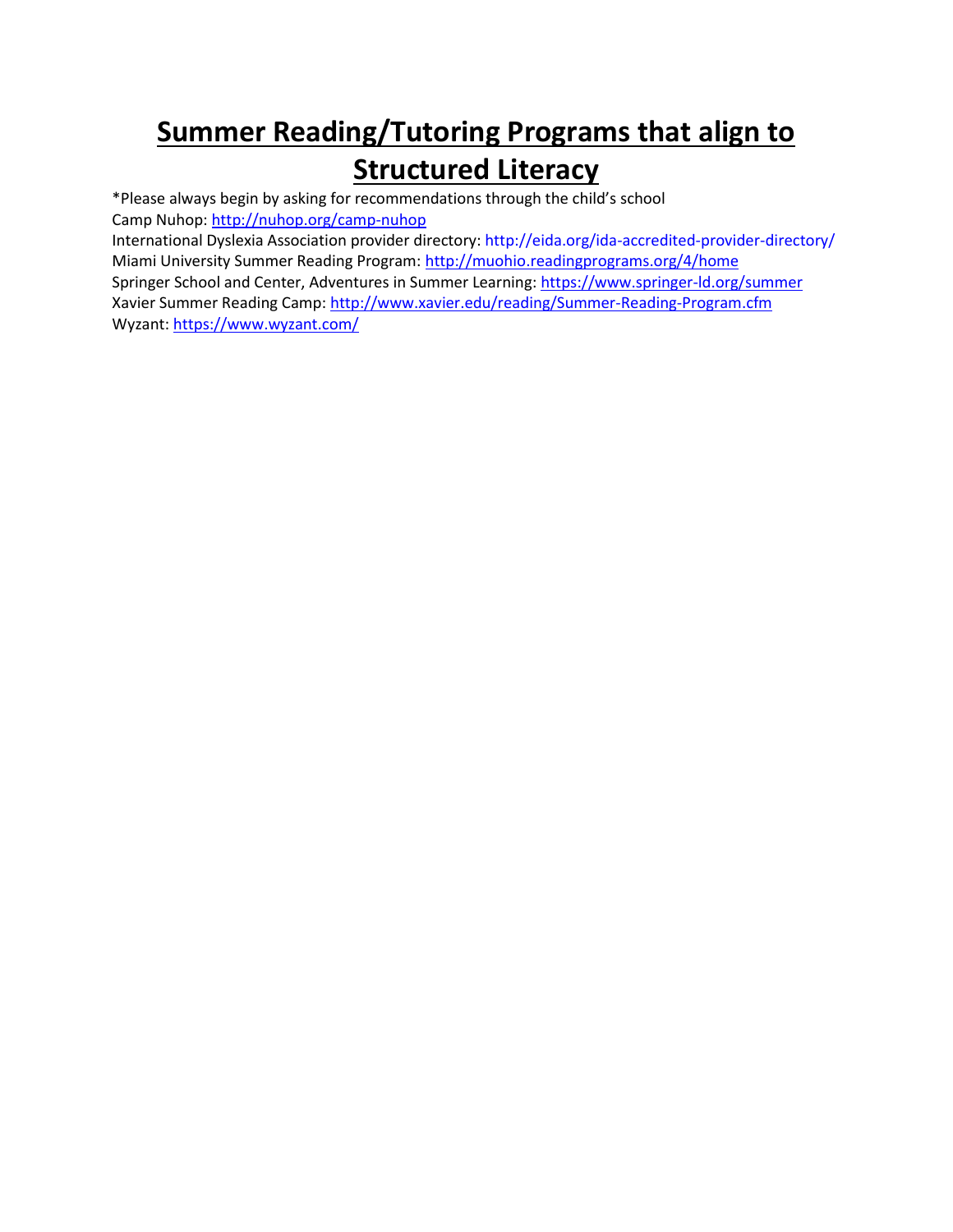# Summer Reading/Tutoring Programs that align to Structured Literacy

*Please always begin by asking for recommendations through the child's school

Camp Nuhop: http://nuhop.org/camp-nuhop

International Dyslexia Association provider directory: http://eida.org/ida-accredited-provider-directory/

Miami University Summer Reading Program: http://muohio.readingprograms.org/4/home

Springer School and Center, Adventures in Summer Learning: https://www.springer-ld.org/summer

Xavier Summer Reading Camp: http://www.xavier.edu/reading/Summer-Reading-Program.cfm

Wyzant: https://www.wyzant.com/